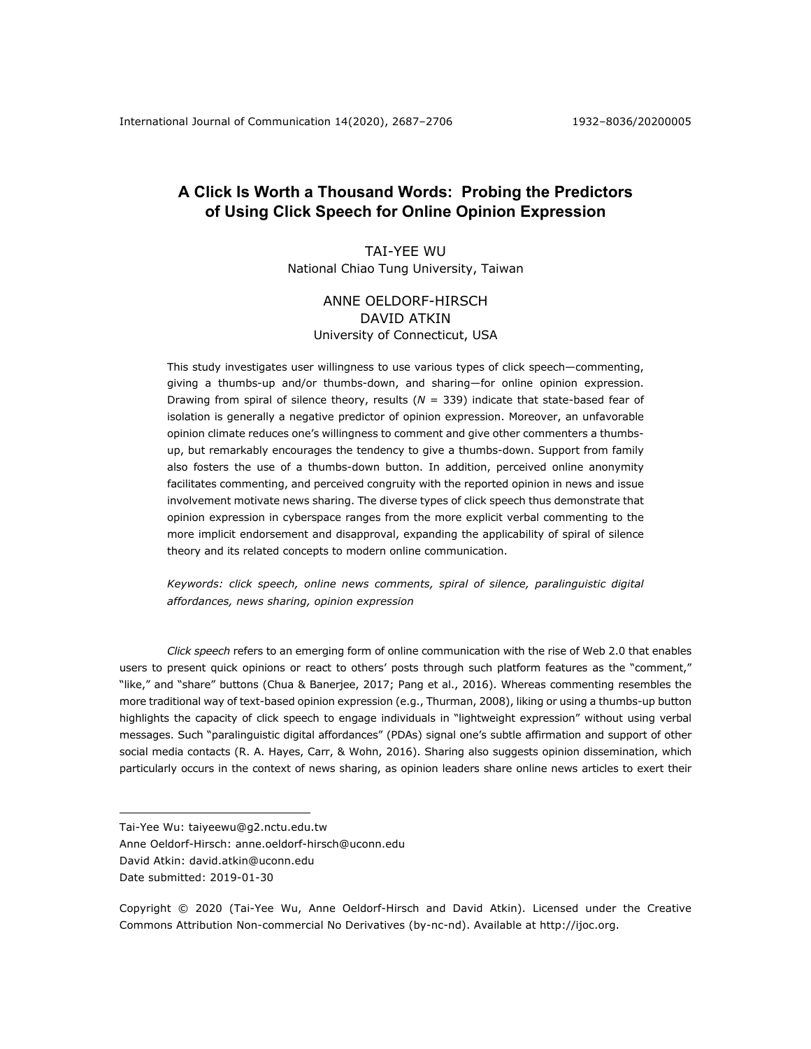# A Click Is Worth a Thousand Words: Probing the Predictors of Using Click Speech for Online Opinion Expression

TAI-YEE WU
National Chiao Tung University, Taiwan

ANNE OELDORF-HIRSCH
DAVID ATKIN
University of Connecticut, USA

This study investigates user willingness to use various types of click speech—commenting, giving a thumbs-up and/or thumbs-down, and sharing—for online opinion expression. Drawing from spiral of silence theory, results ($N$ = 339) indicate that state-based fear of isolation is generally a negative predictor of opinion expression. Moreover, an unfavorable opinion climate reduces one's willingness to comment and give other commenters a thumbs-up, but remarkably encourages the tendency to give a thumbs-down. Support from family also fosters the use of a thumbs-down button. In addition, perceived online anonymity facilitates commenting, and perceived congruity with the reported opinion in news and issue involvement motivate news sharing. The diverse types of click speech thus demonstrate that opinion expression in cyberspace ranges from the more explicit verbal commenting to the more implicit endorsement and disapproval, expanding the applicability of spiral of silence theory and its related concepts to modern online communication.

*Keywords: click speech, online news comments, spiral of silence, paralinguistic digital affordances, news sharing, opinion expression*

*Click speech* refers to an emerging form of online communication with the rise of Web 2.0 that enables users to present quick opinions or react to others' posts through such platform features as the "comment," "like," and "share" buttons (Chua & Banerjee, 2017; Pang et al., 2016). Whereas commenting resembles the more traditional way of text-based opinion expression (e.g., Thurman, 2008), liking or using a thumbs-up button highlights the capacity of click speech to engage individuals in "lightweight expression" without using verbal messages. Such "paralinguistic digital affordances" (PDAs) signal one's subtle affirmation and support of other social media contacts (R. A. Hayes, Carr, & Wohn, 2016). Sharing also suggests opinion dissemination, which particularly occurs in the context of news sharing, as opinion leaders share online news articles to exert their

---

Tai-Yee Wu: taiyeewu@g2.nctu.edu.tw
Anne Oeldorf-Hirsch: anne.oeldorf-hirsch@uconn.edu
David Atkin: david.atkin@uconn.edu
Date submitted: 2019-01-30

Copyright © 2020 (Tai-Yee Wu, Anne Oeldorf-Hirsch and David Atkin). Licensed under the Creative Commons Attribution Non-commercial No Derivatives (by-nc-nd). Available at http://ijoc.org.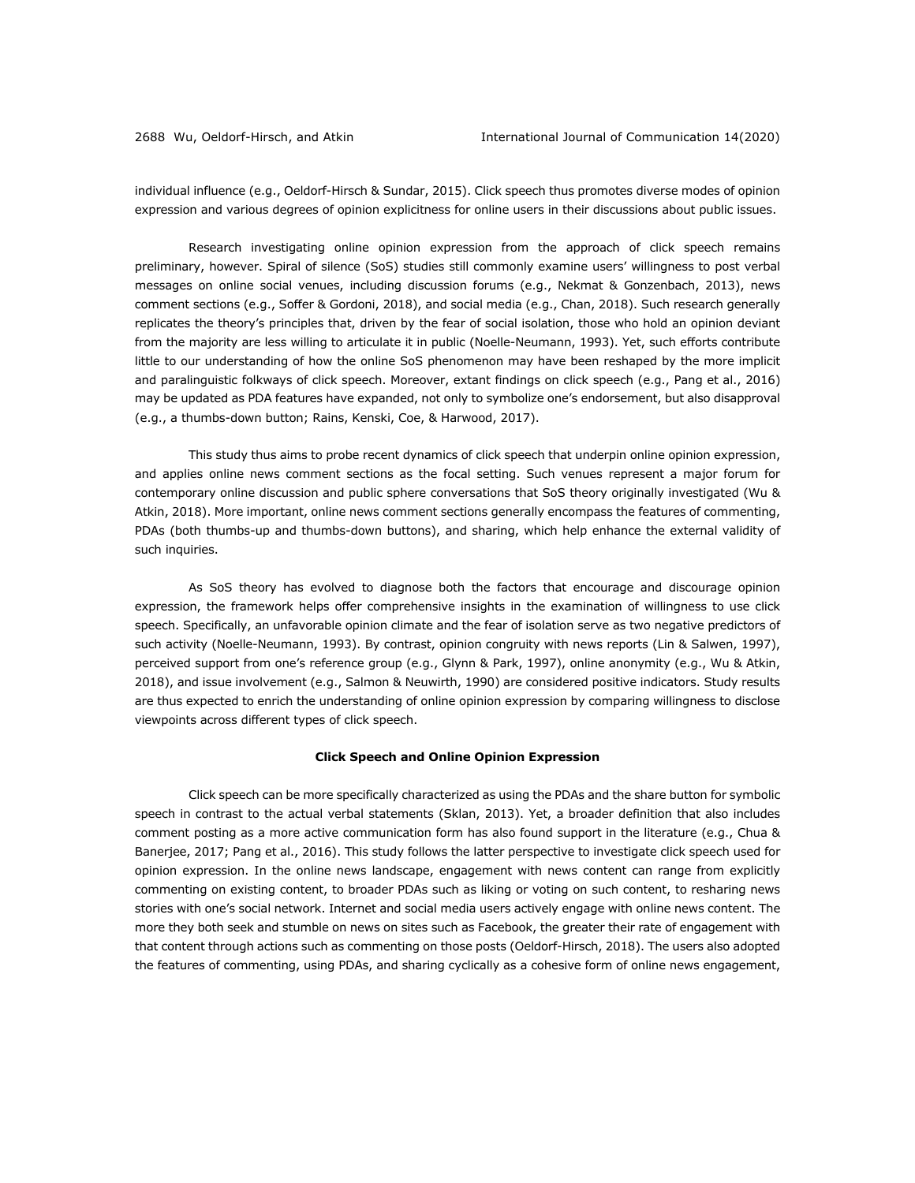individual influence (e.g., Oeldorf-Hirsch & Sundar, 2015). Click speech thus promotes diverse modes of opinion expression and various degrees of opinion explicitness for online users in their discussions about public issues.

Research investigating online opinion expression from the approach of click speech remains preliminary, however. Spiral of silence (SoS) studies still commonly examine users' willingness to post verbal messages on online social venues, including discussion forums (e.g., Nekmat & Gonzenbach, 2013), news comment sections (e.g., Soffer & Gordoni, 2018), and social media (e.g., Chan, 2018). Such research generally replicates the theory's principles that, driven by the fear of social isolation, those who hold an opinion deviant from the majority are less willing to articulate it in public (Noelle-Neumann, 1993). Yet, such efforts contribute little to our understanding of how the online SoS phenomenon may have been reshaped by the more implicit and paralinguistic folkways of click speech. Moreover, extant findings on click speech (e.g., Pang et al., 2016) may be updated as PDA features have expanded, not only to symbolize one's endorsement, but also disapproval (e.g., a thumbs-down button; Rains, Kenski, Coe, & Harwood, 2017).

This study thus aims to probe recent dynamics of click speech that underpin online opinion expression, and applies online news comment sections as the focal setting. Such venues represent a major forum for contemporary online discussion and public sphere conversations that SoS theory originally investigated (Wu & Atkin, 2018). More important, online news comment sections generally encompass the features of commenting, PDAs (both thumbs-up and thumbs-down buttons), and sharing, which help enhance the external validity of such inquiries.

As SoS theory has evolved to diagnose both the factors that encourage and discourage opinion expression, the framework helps offer comprehensive insights in the examination of willingness to use click speech. Specifically, an unfavorable opinion climate and the fear of isolation serve as two negative predictors of such activity (Noelle-Neumann, 1993). By contrast, opinion congruity with news reports (Lin & Salwen, 1997), perceived support from one's reference group (e.g., Glynn & Park, 1997), online anonymity (e.g., Wu & Atkin, 2018), and issue involvement (e.g., Salmon & Neuwirth, 1990) are considered positive indicators. Study results are thus expected to enrich the understanding of online opinion expression by comparing willingness to disclose viewpoints across different types of click speech.

## Click Speech and Online Opinion Expression

Click speech can be more specifically characterized as using the PDAs and the share button for symbolic speech in contrast to the actual verbal statements (Sklan, 2013). Yet, a broader definition that also includes comment posting as a more active communication form has also found support in the literature (e.g., Chua & Banerjee, 2017; Pang et al., 2016). This study follows the latter perspective to investigate click speech used for opinion expression. In the online news landscape, engagement with news content can range from explicitly commenting on existing content, to broader PDAs such as liking or voting on such content, to resharing news stories with one's social network. Internet and social media users actively engage with online news content. The more they both seek and stumble on news on sites such as Facebook, the greater their rate of engagement with that content through actions such as commenting on those posts (Oeldorf-Hirsch, 2018). The users also adopted the features of commenting, using PDAs, and sharing cyclically as a cohesive form of online news engagement,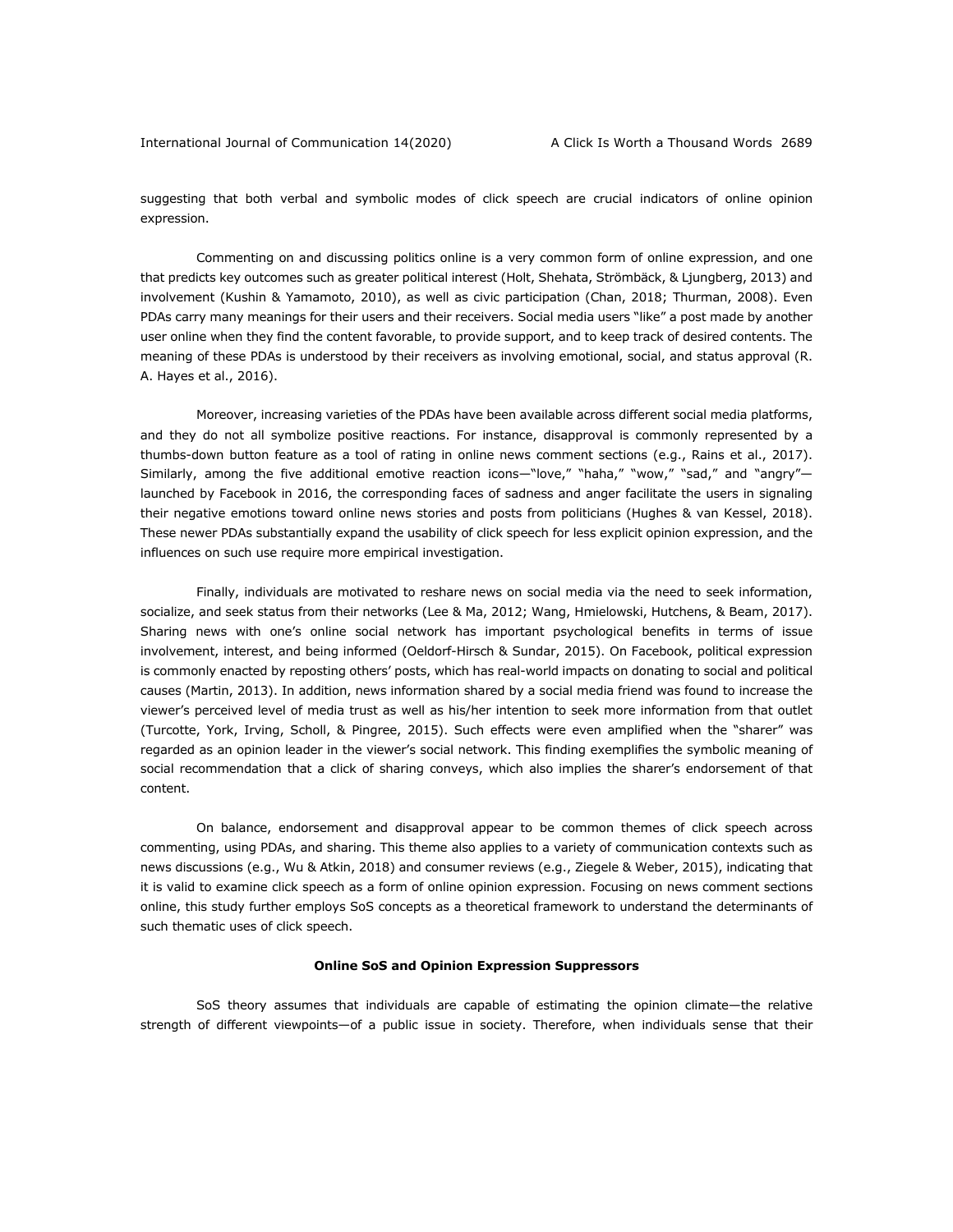suggesting that both verbal and symbolic modes of click speech are crucial indicators of online opinion expression.

Commenting on and discussing politics online is a very common form of online expression, and one that predicts key outcomes such as greater political interest (Holt, Shehata, Strömbäck, & Ljungberg, 2013) and involvement (Kushin & Yamamoto, 2010), as well as civic participation (Chan, 2018; Thurman, 2008). Even PDAs carry many meanings for their users and their receivers. Social media users "like" a post made by another user online when they find the content favorable, to provide support, and to keep track of desired contents. The meaning of these PDAs is understood by their receivers as involving emotional, social, and status approval (R. A. Hayes et al., 2016).

Moreover, increasing varieties of the PDAs have been available across different social media platforms, and they do not all symbolize positive reactions. For instance, disapproval is commonly represented by a thumbs-down button feature as a tool of rating in online news comment sections (e.g., Rains et al., 2017). Similarly, among the five additional emotive reaction icons—"love," "haha," "wow," "sad," and "angry"—launched by Facebook in 2016, the corresponding faces of sadness and anger facilitate the users in signaling their negative emotions toward online news stories and posts from politicians (Hughes & van Kessel, 2018). These newer PDAs substantially expand the usability of click speech for less explicit opinion expression, and the influences on such use require more empirical investigation.

Finally, individuals are motivated to reshare news on social media via the need to seek information, socialize, and seek status from their networks (Lee & Ma, 2012; Wang, Hmielowski, Hutchens, & Beam, 2017). Sharing news with one's online social network has important psychological benefits in terms of issue involvement, interest, and being informed (Oeldorf-Hirsch & Sundar, 2015). On Facebook, political expression is commonly enacted by reposting others' posts, which has real-world impacts on donating to social and political causes (Martin, 2013). In addition, news information shared by a social media friend was found to increase the viewer's perceived level of media trust as well as his/her intention to seek more information from that outlet (Turcotte, York, Irving, Scholl, & Pingree, 2015). Such effects were even amplified when the "sharer" was regarded as an opinion leader in the viewer's social network. This finding exemplifies the symbolic meaning of social recommendation that a click of sharing conveys, which also implies the sharer's endorsement of that content.

On balance, endorsement and disapproval appear to be common themes of click speech across commenting, using PDAs, and sharing. This theme also applies to a variety of communication contexts such as news discussions (e.g., Wu & Atkin, 2018) and consumer reviews (e.g., Ziegele & Weber, 2015), indicating that it is valid to examine click speech as a form of online opinion expression. Focusing on news comment sections online, this study further employs SoS concepts as a theoretical framework to understand the determinants of such thematic uses of click speech.

## Online SoS and Opinion Expression Suppressors

SoS theory assumes that individuals are capable of estimating the opinion climate—the relative strength of different viewpoints—of a public issue in society. Therefore, when individuals sense that their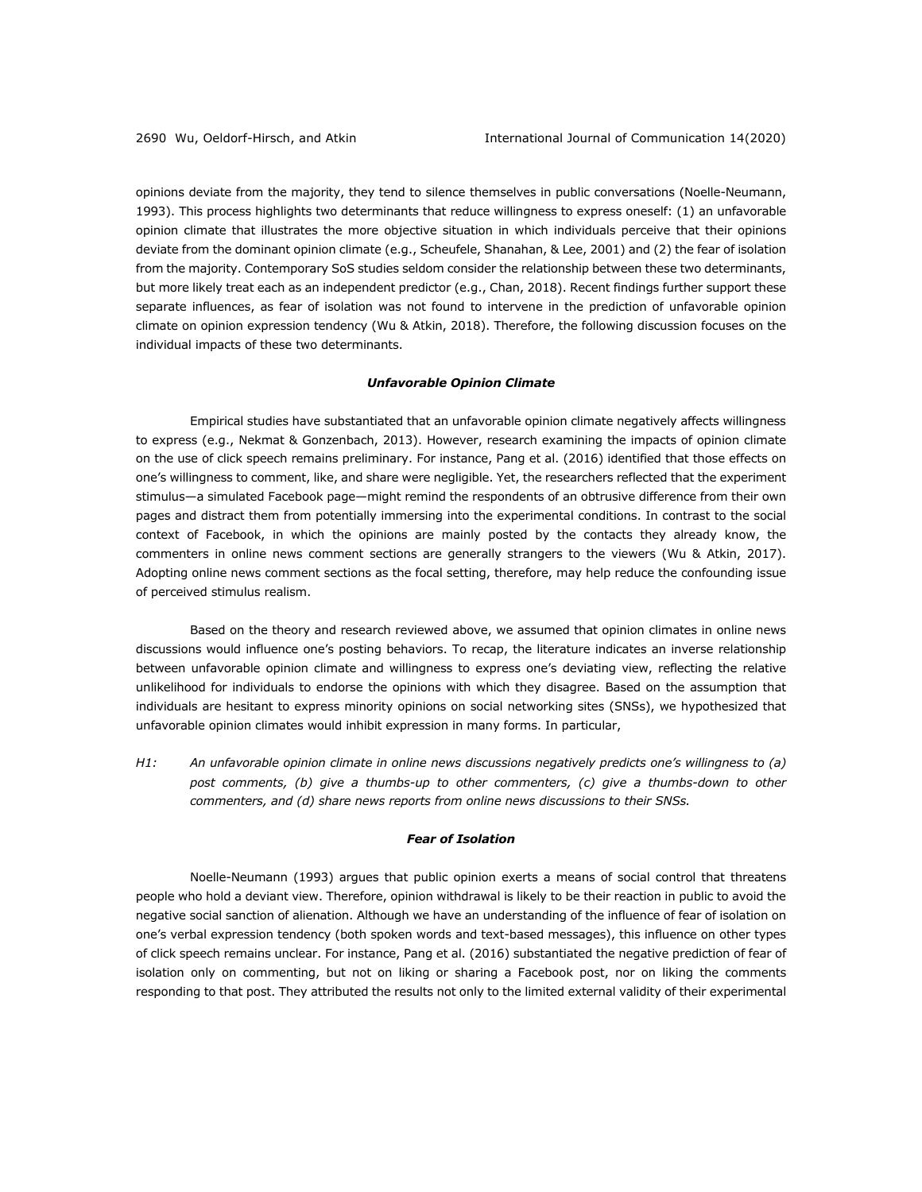opinions deviate from the majority, they tend to silence themselves in public conversations (Noelle-Neumann, 1993). This process highlights two determinants that reduce willingness to express oneself: (1) an unfavorable opinion climate that illustrates the more objective situation in which individuals perceive that their opinions deviate from the dominant opinion climate (e.g., Scheufele, Shanahan, & Lee, 2001) and (2) the fear of isolation from the majority. Contemporary SoS studies seldom consider the relationship between these two determinants, but more likely treat each as an independent predictor (e.g., Chan, 2018). Recent findings further support these separate influences, as fear of isolation was not found to intervene in the prediction of unfavorable opinion climate on opinion expression tendency (Wu & Atkin, 2018). Therefore, the following discussion focuses on the individual impacts of these two determinants.

### *Unfavorable Opinion Climate*

Empirical studies have substantiated that an unfavorable opinion climate negatively affects willingness to express (e.g., Nekmat & Gonzenbach, 2013). However, research examining the impacts of opinion climate on the use of click speech remains preliminary. For instance, Pang et al. (2016) identified that those effects on one's willingness to comment, like, and share were negligible. Yet, the researchers reflected that the experiment stimulus—a simulated Facebook page—might remind the respondents of an obtrusive difference from their own pages and distract them from potentially immersing into the experimental conditions. In contrast to the social context of Facebook, in which the opinions are mainly posted by the contacts they already know, the commenters in online news comment sections are generally strangers to the viewers (Wu & Atkin, 2017). Adopting online news comment sections as the focal setting, therefore, may help reduce the confounding issue of perceived stimulus realism.

Based on the theory and research reviewed above, we assumed that opinion climates in online news discussions would influence one's posting behaviors. To recap, the literature indicates an inverse relationship between unfavorable opinion climate and willingness to express one's deviating view, reflecting the relative unlikelihood for individuals to endorse the opinions with which they disagree. Based on the assumption that individuals are hesitant to express minority opinions on social networking sites (SNSs), we hypothesized that unfavorable opinion climates would inhibit expression in many forms. In particular,

*H1: An unfavorable opinion climate in online news discussions negatively predicts one's willingness to (a) post comments, (b) give a thumbs-up to other commenters, (c) give a thumbs-down to other commenters, and (d) share news reports from online news discussions to their SNSs.*

### *Fear of Isolation*

Noelle-Neumann (1993) argues that public opinion exerts a means of social control that threatens people who hold a deviant view. Therefore, opinion withdrawal is likely to be their reaction in public to avoid the negative social sanction of alienation. Although we have an understanding of the influence of fear of isolation on one's verbal expression tendency (both spoken words and text-based messages), this influence on other types of click speech remains unclear. For instance, Pang et al. (2016) substantiated the negative prediction of fear of isolation only on commenting, but not on liking or sharing a Facebook post, nor on liking the comments responding to that post. They attributed the results not only to the limited external validity of their experimental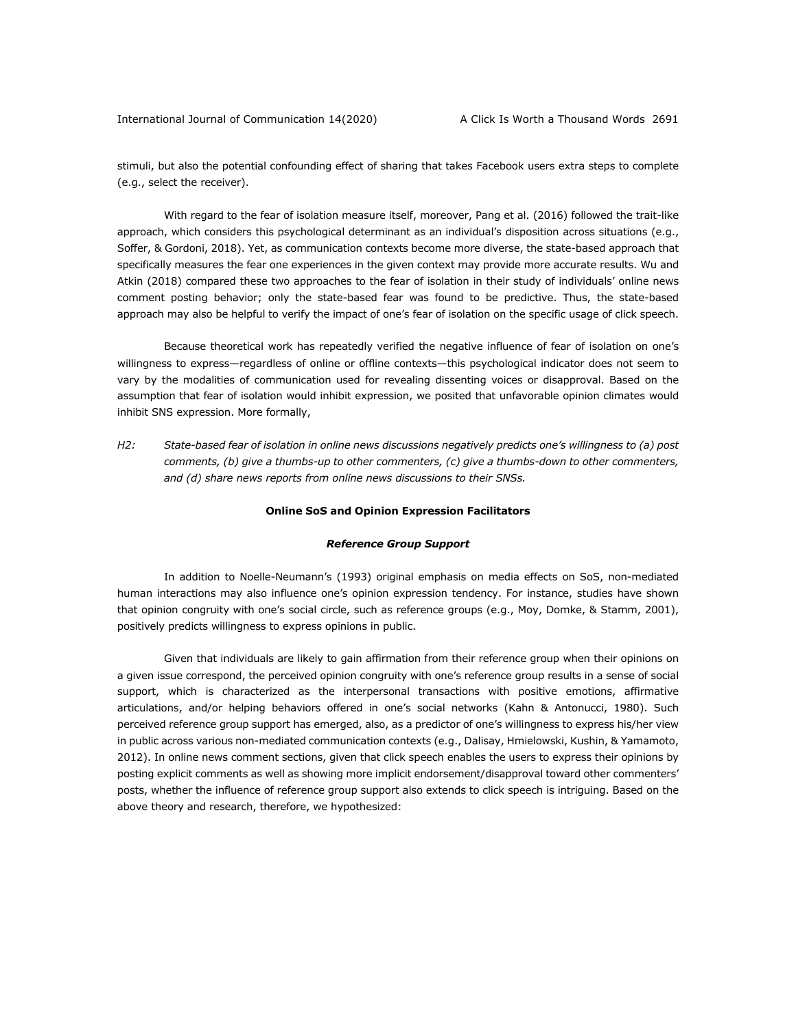stimuli, but also the potential confounding effect of sharing that takes Facebook users extra steps to complete (e.g., select the receiver).

With regard to the fear of isolation measure itself, moreover, Pang et al. (2016) followed the trait-like approach, which considers this psychological determinant as an individual's disposition across situations (e.g., Soffer, & Gordoni, 2018). Yet, as communication contexts become more diverse, the state-based approach that specifically measures the fear one experiences in the given context may provide more accurate results. Wu and Atkin (2018) compared these two approaches to the fear of isolation in their study of individuals' online news comment posting behavior; only the state-based fear was found to be predictive. Thus, the state-based approach may also be helpful to verify the impact of one's fear of isolation on the specific usage of click speech.

Because theoretical work has repeatedly verified the negative influence of fear of isolation on one's willingness to express—regardless of online or offline contexts—this psychological indicator does not seem to vary by the modalities of communication used for revealing dissenting voices or disapproval. Based on the assumption that fear of isolation would inhibit expression, we posited that unfavorable opinion climates would inhibit SNS expression. More formally,

*H2: State-based fear of isolation in online news discussions negatively predicts one's willingness to (a) post comments, (b) give a thumbs-up to other commenters, (c) give a thumbs-down to other commenters, and (d) share news reports from online news discussions to their SNSs.*

## Online SoS and Opinion Expression Facilitators

### *Reference Group Support*

In addition to Noelle-Neumann's (1993) original emphasis on media effects on SoS, non-mediated human interactions may also influence one's opinion expression tendency. For instance, studies have shown that opinion congruity with one's social circle, such as reference groups (e.g., Moy, Domke, & Stamm, 2001), positively predicts willingness to express opinions in public.

Given that individuals are likely to gain affirmation from their reference group when their opinions on a given issue correspond, the perceived opinion congruity with one's reference group results in a sense of social support, which is characterized as the interpersonal transactions with positive emotions, affirmative articulations, and/or helping behaviors offered in one's social networks (Kahn & Antonucci, 1980). Such perceived reference group support has emerged, also, as a predictor of one's willingness to express his/her view in public across various non-mediated communication contexts (e.g., Dalisay, Hmielowski, Kushin, & Yamamoto, 2012). In online news comment sections, given that click speech enables the users to express their opinions by posting explicit comments as well as showing more implicit endorsement/disapproval toward other commenters' posts, whether the influence of reference group support also extends to click speech is intriguing. Based on the above theory and research, therefore, we hypothesized: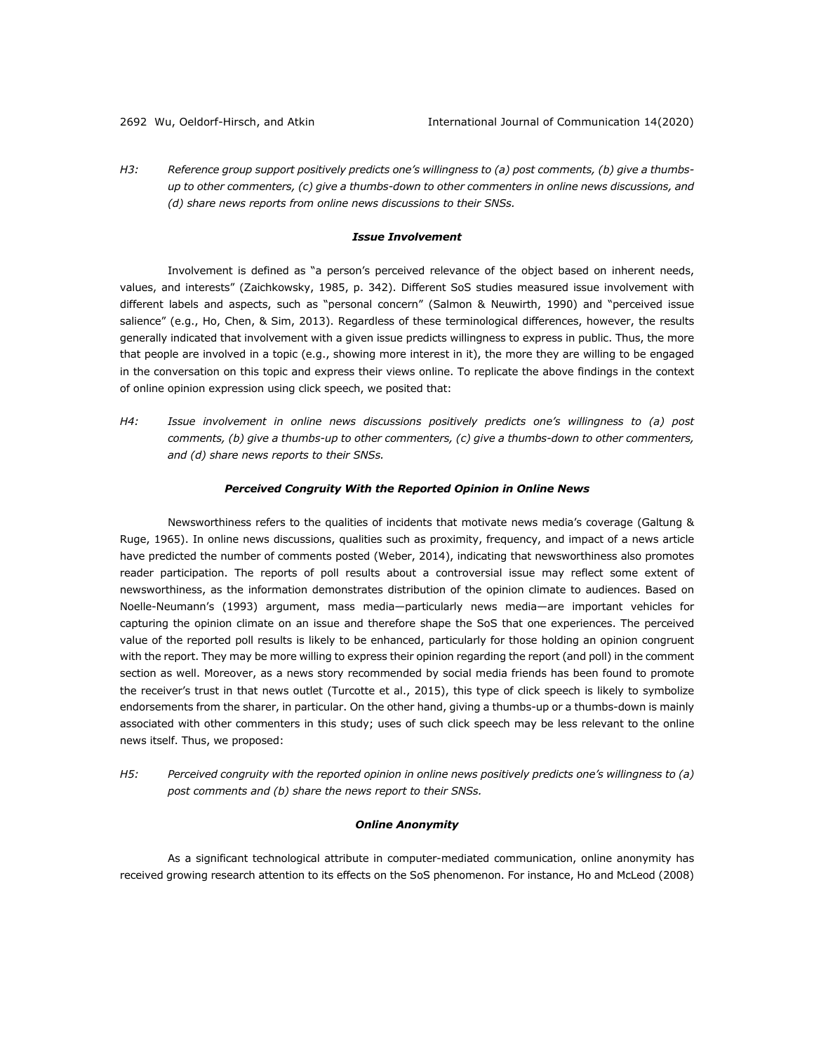*H3: Reference group support positively predicts one's willingness to (a) post comments, (b) give a thumbs-up to other commenters, (c) give a thumbs-down to other commenters in online news discussions, and (d) share news reports from online news discussions to their SNSs.*

### *Issue Involvement*

Involvement is defined as "a person's perceived relevance of the object based on inherent needs, values, and interests" (Zaichkowsky, 1985, p. 342). Different SoS studies measured issue involvement with different labels and aspects, such as "personal concern" (Salmon & Neuwirth, 1990) and "perceived issue salience" (e.g., Ho, Chen, & Sim, 2013). Regardless of these terminological differences, however, the results generally indicated that involvement with a given issue predicts willingness to express in public. Thus, the more that people are involved in a topic (e.g., showing more interest in it), the more they are willing to be engaged in the conversation on this topic and express their views online. To replicate the above findings in the context of online opinion expression using click speech, we posited that:

*H4: Issue involvement in online news discussions positively predicts one's willingness to (a) post comments, (b) give a thumbs-up to other commenters, (c) give a thumbs-down to other commenters, and (d) share news reports to their SNSs.*

### *Perceived Congruity With the Reported Opinion in Online News*

Newsworthiness refers to the qualities of incidents that motivate news media's coverage (Galtung & Ruge, 1965). In online news discussions, qualities such as proximity, frequency, and impact of a news article have predicted the number of comments posted (Weber, 2014), indicating that newsworthiness also promotes reader participation. The reports of poll results about a controversial issue may reflect some extent of newsworthiness, as the information demonstrates distribution of the opinion climate to audiences. Based on Noelle-Neumann's (1993) argument, mass media—particularly news media—are important vehicles for capturing the opinion climate on an issue and therefore shape the SoS that one experiences. The perceived value of the reported poll results is likely to be enhanced, particularly for those holding an opinion congruent with the report. They may be more willing to express their opinion regarding the report (and poll) in the comment section as well. Moreover, as a news story recommended by social media friends has been found to promote the receiver's trust in that news outlet (Turcotte et al., 2015), this type of click speech is likely to symbolize endorsements from the sharer, in particular. On the other hand, giving a thumbs-up or a thumbs-down is mainly associated with other commenters in this study; uses of such click speech may be less relevant to the online news itself. Thus, we proposed:

*H5: Perceived congruity with the reported opinion in online news positively predicts one's willingness to (a) post comments and (b) share the news report to their SNSs.*

### *Online Anonymity*

As a significant technological attribute in computer-mediated communication, online anonymity has received growing research attention to its effects on the SoS phenomenon. For instance, Ho and McLeod (2008)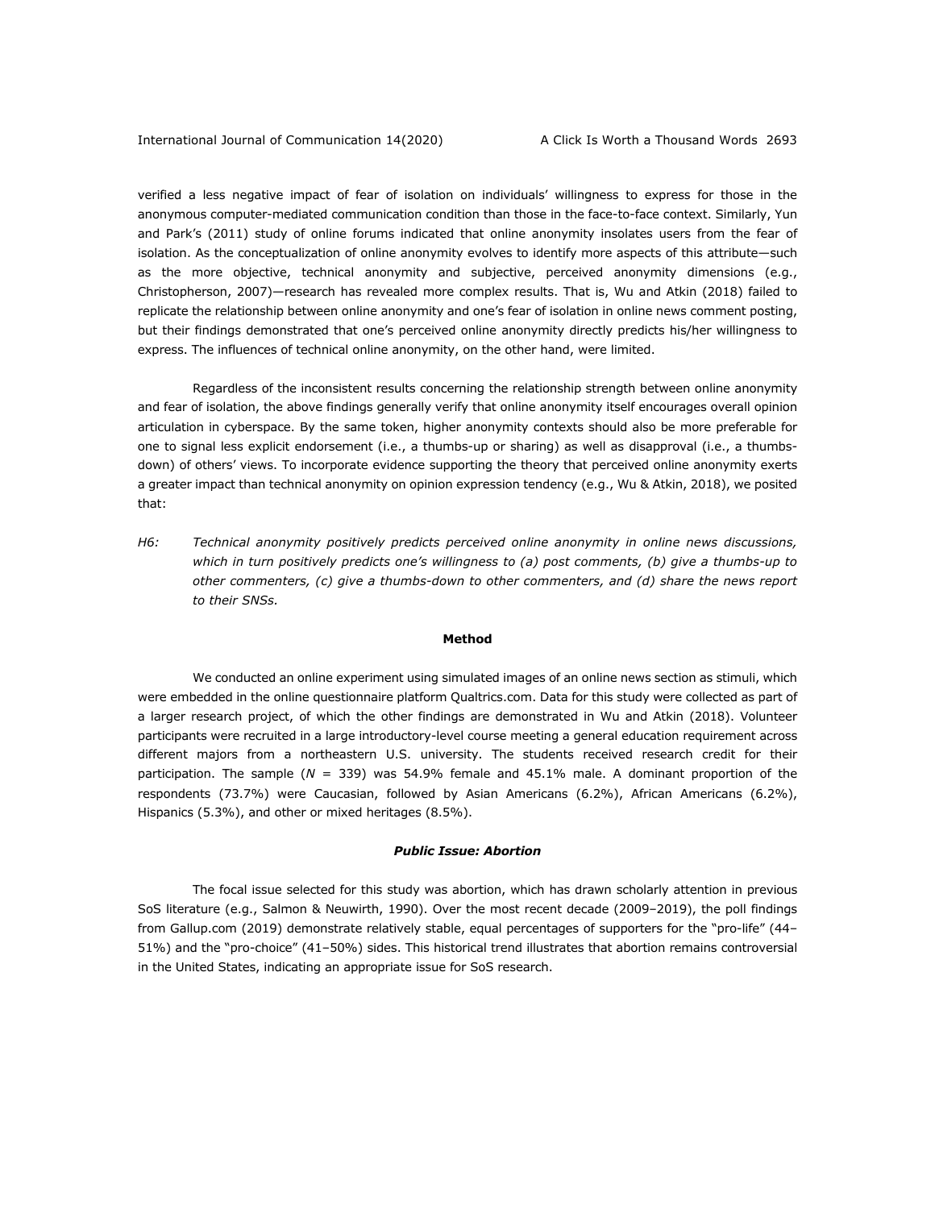verified a less negative impact of fear of isolation on individuals' willingness to express for those in the anonymous computer-mediated communication condition than those in the face-to-face context. Similarly, Yun and Park's (2011) study of online forums indicated that online anonymity insolates users from the fear of isolation. As the conceptualization of online anonymity evolves to identify more aspects of this attribute—such as the more objective, technical anonymity and subjective, perceived anonymity dimensions (e.g., Christopherson, 2007)—research has revealed more complex results. That is, Wu and Atkin (2018) failed to replicate the relationship between online anonymity and one's fear of isolation in online news comment posting, but their findings demonstrated that one's perceived online anonymity directly predicts his/her willingness to express. The influences of technical online anonymity, on the other hand, were limited.

Regardless of the inconsistent results concerning the relationship strength between online anonymity and fear of isolation, the above findings generally verify that online anonymity itself encourages overall opinion articulation in cyberspace. By the same token, higher anonymity contexts should also be more preferable for one to signal less explicit endorsement (i.e., a thumbs-up or sharing) as well as disapproval (i.e., a thumbs-down) of others' views. To incorporate evidence supporting the theory that perceived online anonymity exerts a greater impact than technical anonymity on opinion expression tendency (e.g., Wu & Atkin, 2018), we posited that:

*H6: Technical anonymity positively predicts perceived online anonymity in online news discussions, which in turn positively predicts one's willingness to (a) post comments, (b) give a thumbs-up to other commenters, (c) give a thumbs-down to other commenters, and (d) share the news report to their SNSs.*

## Method

We conducted an online experiment using simulated images of an online news section as stimuli, which were embedded in the online questionnaire platform Qualtrics.com. Data for this study were collected as part of a larger research project, of which the other findings are demonstrated in Wu and Atkin (2018). Volunteer participants were recruited in a large introductory-level course meeting a general education requirement across different majors from a northeastern U.S. university. The students received research credit for their participation. The sample ($N$ = 339) was 54.9% female and 45.1% male. A dominant proportion of the respondents (73.7%) were Caucasian, followed by Asian Americans (6.2%), African Americans (6.2%), Hispanics (5.3%), and other or mixed heritages (8.5%).

### *Public Issue: Abortion*

The focal issue selected for this study was abortion, which has drawn scholarly attention in previous SoS literature (e.g., Salmon & Neuwirth, 1990). Over the most recent decade (2009–2019), the poll findings from Gallup.com (2019) demonstrate relatively stable, equal percentages of supporters for the "pro-life" (44–51%) and the "pro-choice" (41–50%) sides. This historical trend illustrates that abortion remains controversial in the United States, indicating an appropriate issue for SoS research.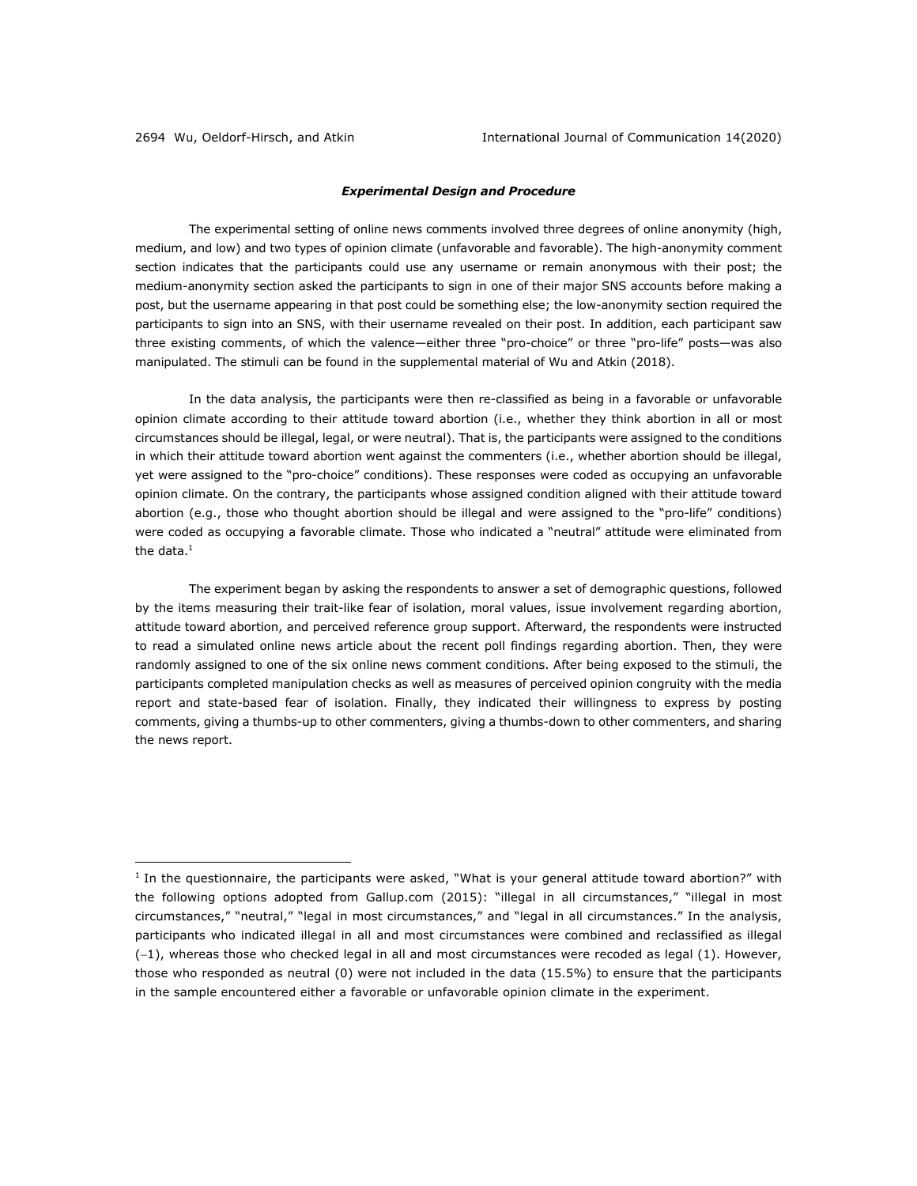### *Experimental Design and Procedure*

The experimental setting of online news comments involved three degrees of online anonymity (high, medium, and low) and two types of opinion climate (unfavorable and favorable). The high-anonymity comment section indicates that the participants could use any username or remain anonymous with their post; the medium-anonymity section asked the participants to sign in one of their major SNS accounts before making a post, but the username appearing in that post could be something else; the low-anonymity section required the participants to sign into an SNS, with their username revealed on their post. In addition, each participant saw three existing comments, of which the valence—either three "pro-choice" or three "pro-life" posts—was also manipulated. The stimuli can be found in the supplemental material of Wu and Atkin (2018).

In the data analysis, the participants were then re-classified as being in a favorable or unfavorable opinion climate according to their attitude toward abortion (i.e., whether they think abortion in all or most circumstances should be illegal, legal, or were neutral). That is, the participants were assigned to the conditions in which their attitude toward abortion went against the commenters (i.e., whether abortion should be illegal, yet were assigned to the "pro-choice" conditions). These responses were coded as occupying an unfavorable opinion climate. On the contrary, the participants whose assigned condition aligned with their attitude toward abortion (e.g., those who thought abortion should be illegal and were assigned to the "pro-life" conditions) were coded as occupying a favorable climate. Those who indicated a "neutral" attitude were eliminated from the data.[1]

The experiment began by asking the respondents to answer a set of demographic questions, followed by the items measuring their trait-like fear of isolation, moral values, issue involvement regarding abortion, attitude toward abortion, and perceived reference group support. Afterward, the respondents were instructed to read a simulated online news article about the recent poll findings regarding abortion. Then, they were randomly assigned to one of the six online news comment conditions. After being exposed to the stimuli, the participants completed manipulation checks as well as measures of perceived opinion congruity with the media report and state-based fear of isolation. Finally, they indicated their willingness to express by posting comments, giving a thumbs-up to other commenters, giving a thumbs-down to other commenters, and sharing the news report.

---

[1] In the questionnaire, the participants were asked, "What is your general attitude toward abortion?" with the following options adopted from Gallup.com (2015): "illegal in all circumstances," "illegal in most circumstances," "neutral," "legal in most circumstances," and "legal in all circumstances." In the analysis, participants who indicated illegal in all and most circumstances were combined and reclassified as illegal (−1), whereas those who checked legal in all and most circumstances were recoded as legal (1). However, those who responded as neutral (0) were not included in the data (15.5%) to ensure that the participants in the sample encountered either a favorable or unfavorable opinion climate in the experiment.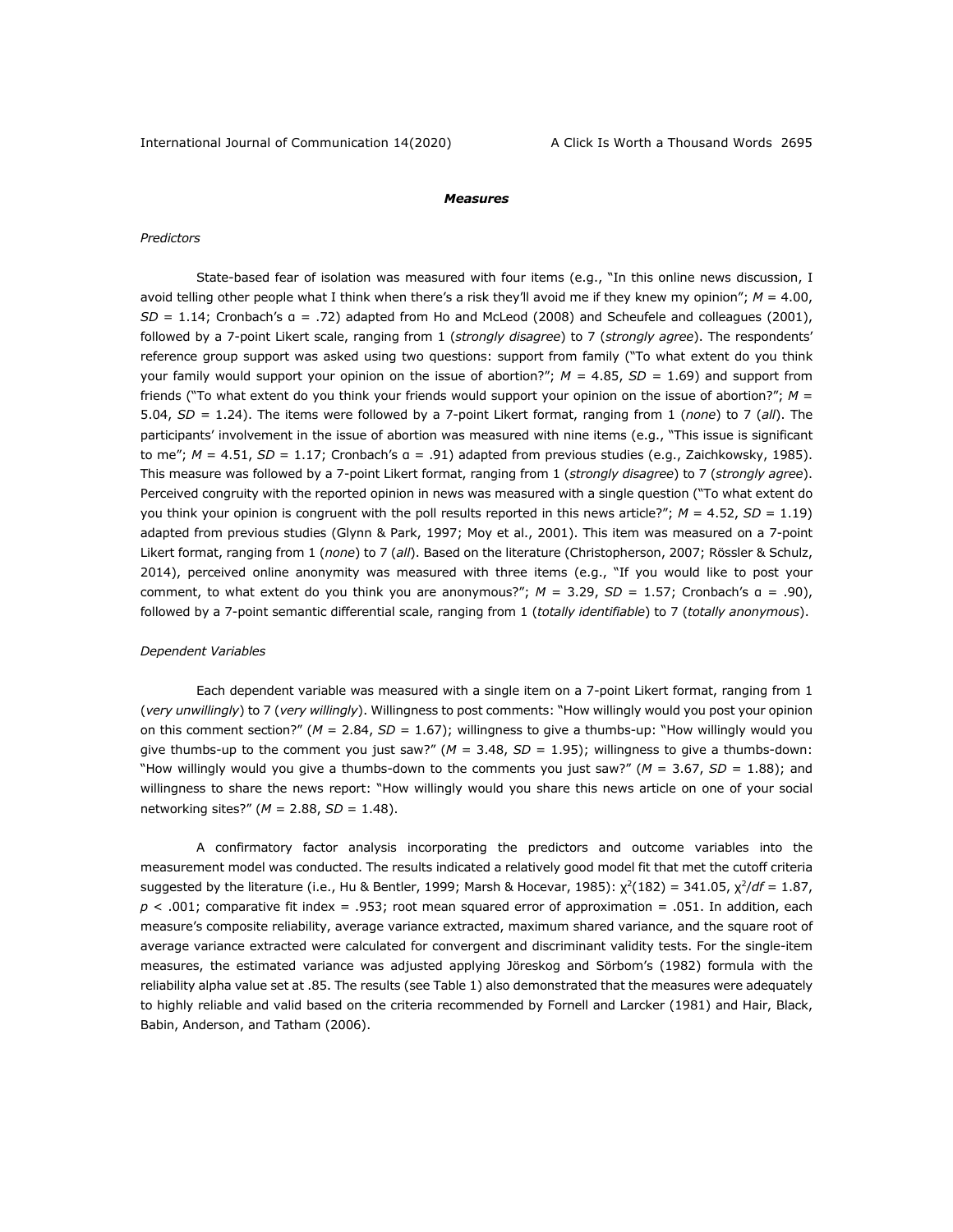### *Measures*

*Predictors*

State-based fear of isolation was measured with four items (e.g., "In this online news discussion, I avoid telling other people what I think when there's a risk they'll avoid me if they knew my opinion"; *M* = 4.00, *SD* = 1.14; Cronbach's α = .72) adapted from Ho and McLeod (2008) and Scheufele and colleagues (2001), followed by a 7-point Likert scale, ranging from 1 (*strongly disagree*) to 7 (*strongly agree*). The respondents' reference group support was asked using two questions: support from family ("To what extent do you think your family would support your opinion on the issue of abortion?"; *M* = 4.85, *SD* = 1.69) and support from friends ("To what extent do you think your friends would support your opinion on the issue of abortion?"; *M* = 5.04, *SD* = 1.24). The items were followed by a 7-point Likert format, ranging from 1 (*none*) to 7 (*all*). The participants' involvement in the issue of abortion was measured with nine items (e.g., "This issue is significant to me"; *M* = 4.51, *SD* = 1.17; Cronbach's α = .91) adapted from previous studies (e.g., Zaichkowsky, 1985). This measure was followed by a 7-point Likert format, ranging from 1 (*strongly disagree*) to 7 (*strongly agree*). Perceived congruity with the reported opinion in news was measured with a single question ("To what extent do you think your opinion is congruent with the poll results reported in this news article?"; *M* = 4.52, *SD* = 1.19) adapted from previous studies (Glynn & Park, 1997; Moy et al., 2001). This item was measured on a 7-point Likert format, ranging from 1 (*none*) to 7 (*all*). Based on the literature (Christopherson, 2007; Rössler & Schulz, 2014), perceived online anonymity was measured with three items (e.g., "If you would like to post your comment, to what extent do you think you are anonymous?"; *M* = 3.29, *SD* = 1.57; Cronbach's α = .90), followed by a 7-point semantic differential scale, ranging from 1 (*totally identifiable*) to 7 (*totally anonymous*).

*Dependent Variables*

Each dependent variable was measured with a single item on a 7-point Likert format, ranging from 1 (*very unwillingly*) to 7 (*very willingly*). Willingness to post comments: "How willingly would you post your opinion on this comment section?" (*M* = 2.84, *SD* = 1.67); willingness to give a thumbs-up: "How willingly would you give thumbs-up to the comment you just saw?" (*M* = 3.48, *SD* = 1.95); willingness to give a thumbs-down: "How willingly would you give a thumbs-down to the comments you just saw?" (*M* = 3.67, *SD* = 1.88); and willingness to share the news report: "How willingly would you share this news article on one of your social networking sites?" (*M* = 2.88, *SD* = 1.48).

A confirmatory factor analysis incorporating the predictors and outcome variables into the measurement model was conducted. The results indicated a relatively good model fit that met the cutoff criteria suggested by the literature (i.e., Hu & Bentler, 1999; Marsh & Hocevar, 1985): $\chi^2(182) = 341.05$, $\chi^2/df = 1.87$, $p < .001$; comparative fit index = .953; root mean squared error of approximation = .051. In addition, each measure's composite reliability, average variance extracted, maximum shared variance, and the square root of average variance extracted were calculated for convergent and discriminant validity tests. For the single-item measures, the estimated variance was adjusted applying Jöreskog and Sörbom's (1982) formula with the reliability alpha value set at .85. The results (see Table 1) also demonstrated that the measures were adequately to highly reliable and valid based on the criteria recommended by Fornell and Larcker (1981) and Hair, Black, Babin, Anderson, and Tatham (2006).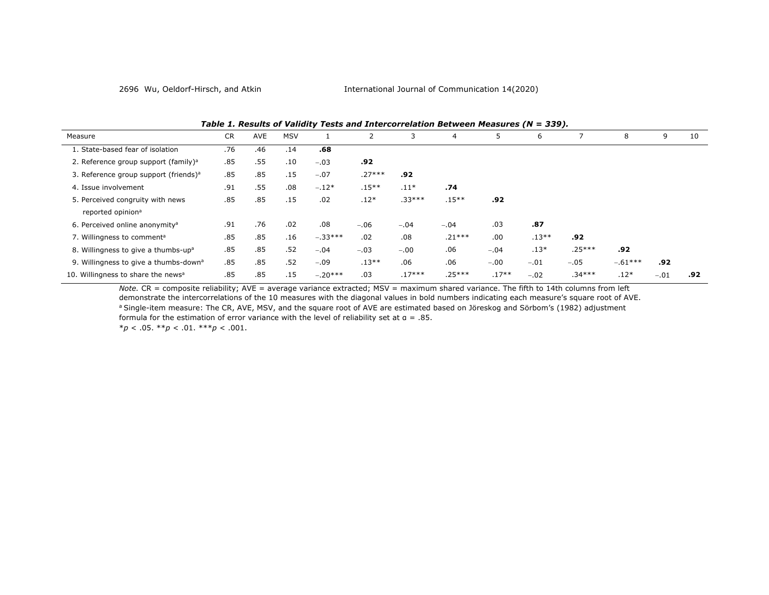***Table 1. Results of Validity Tests and Intercorrelation Between Measures (N = 339).***

| Measure | CR | AVE | MSV | 1 | 2 | 3 | 4 | 5 | 6 | 7 | 8 | 9 | 10 |
|---|---|---|---|---|---|---|---|---|---|---|---|---|---|
| 1. State-based fear of isolation | .76 | .46 | .14 | **.68** | | | | | | | | | |
| 2. Reference group support (family)[a] | .85 | .55 | .10 | −.03 | **.92** | | | | | | | | |
| 3. Reference group support (friends)[a] | .85 | .85 | .15 | −.07 | .27*** | **.92** | | | | | | | |
| 4. Issue involvement | .91 | .55 | .08 | −.12* | .15** | .11* | **.74** | | | | | | |
| 5. Perceived congruity with news reported opinion[a] | .85 | .85 | .15 | .02 | .12* | .33*** | .15** | **.92** | | | | | |
| 6. Perceived online anonymity[a] | .91 | .76 | .02 | .08 | −.06 | −.04 | −.04 | .03 | **.87** | | | | |
| 7. Willingness to comment[a] | .85 | .85 | .16 | −.33*** | .02 | .08 | .21*** | .00 | .13** | **.92** | | | |
| 8. Willingness to give a thumbs-up[a] | .85 | .85 | .52 | −.04 | −.03 | −.00 | .06 | −.04 | .13* | .25*** | **.92** | | |
| 9. Willingness to give a thumbs-down[a] | .85 | .85 | .52 | −.09 | .13** | .06 | .06 | −.00 | −.01 | −.05 | −.61*** | **.92** | |
| 10. Willingness to share the news[a] | .85 | .85 | .15 | −.20*** | .03 | .17*** | .25*** | .17** | −.02 | .34*** | .12* | −.01 | **.92** |

*Note.* CR = composite reliability; AVE = average variance extracted; MSV = maximum shared variance. The fifth to 14th columns from left demonstrate the intercorrelations of the 10 measures with the diagonal values in bold numbers indicating each measure's square root of AVE.
[a] Single-item measure: The CR, AVE, MSV, and the square root of AVE are estimated based on Jöreskog and Sörbom's (1982) adjustment formula for the estimation of error variance with the level of reliability set at α = .85.
*$p < .05$. **$p < .01$. ***$p < .001$.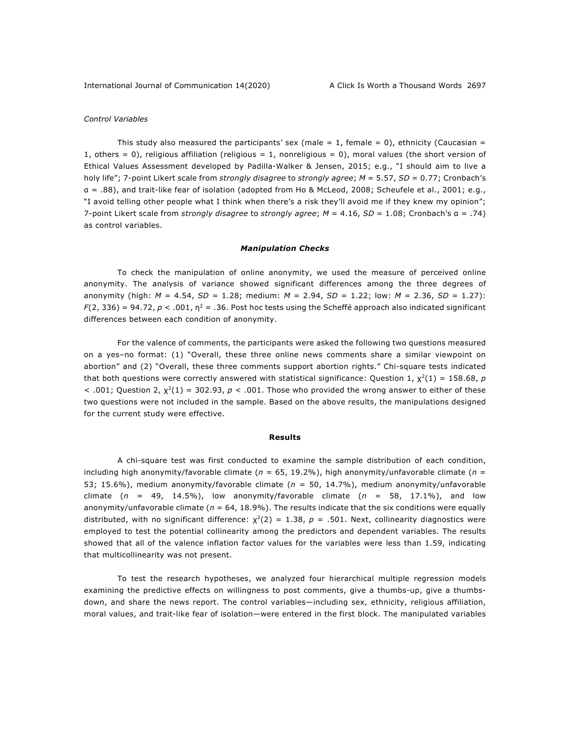*Control Variables*

This study also measured the participants' sex (male = 1, female = 0), ethnicity (Caucasian = 1, others = 0), religious affiliation (religious = 1, nonreligious = 0), moral values (the short version of Ethical Values Assessment developed by Padilla-Walker & Jensen, 2015; e.g., "I should aim to live a holy life"; 7-point Likert scale from *strongly disagree* to *strongly agree*; $M = 5.57$, $SD = 0.77$; Cronbach's α = .88), and trait-like fear of isolation (adopted from Ho & McLeod, 2008; Scheufele et al., 2001; e.g., "I avoid telling other people what I think when there's a risk they'll avoid me if they knew my opinion"; 7-point Likert scale from *strongly disagree* to *strongly agree*; $M = 4.16$, $SD = 1.08$; Cronbach's α = .74) as control variables.

### *Manipulation Checks*

To check the manipulation of online anonymity, we used the measure of perceived online anonymity. The analysis of variance showed significant differences among the three degrees of anonymity (high: $M = 4.54$, $SD = 1.28$; medium: $M = 2.94$, $SD = 1.22$; low: $M = 2.36$, $SD = 1.27$): $F(2, 336) = 94.72$, $p < .001$, $\eta^2 = .36$. Post hoc tests using the Scheffé approach also indicated significant differences between each condition of anonymity.

For the valence of comments, the participants were asked the following two questions measured on a yes–no format: (1) "Overall, these three online news comments share a similar viewpoint on abortion" and (2) "Overall, these three comments support abortion rights." Chi-square tests indicated that both questions were correctly answered with statistical significance: Question 1, $\chi^2(1) = 158.68$, $p < .001$; Question 2, $\chi^2(1) = 302.93$, $p < .001$. Those who provided the wrong answer to either of these two questions were not included in the sample. Based on the above results, the manipulations designed for the current study were effective.

## Results

A chi-square test was first conducted to examine the sample distribution of each condition, including high anonymity/favorable climate ($n = 65$, 19.2%), high anonymity/unfavorable climate ($n = 53$; 15.6%), medium anonymity/favorable climate ($n = 50$, 14.7%), medium anonymity/unfavorable climate ($n = 49$, 14.5%), low anonymity/favorable climate ($n = 58$, 17.1%), and low anonymity/unfavorable climate ($n = 64$, 18.9%). The results indicate that the six conditions were equally distributed, with no significant difference: $\chi^2(2) = 1.38$, $p = .501$. Next, collinearity diagnostics were employed to test the potential collinearity among the predictors and dependent variables. The results showed that all of the valence inflation factor values for the variables were less than 1.59, indicating that multicollinearity was not present.

To test the research hypotheses, we analyzed four hierarchical multiple regression models examining the predictive effects on willingness to post comments, give a thumbs-up, give a thumbs-down, and share the news report. The control variables—including sex, ethnicity, religious affiliation, moral values, and trait-like fear of isolation—were entered in the first block. The manipulated variables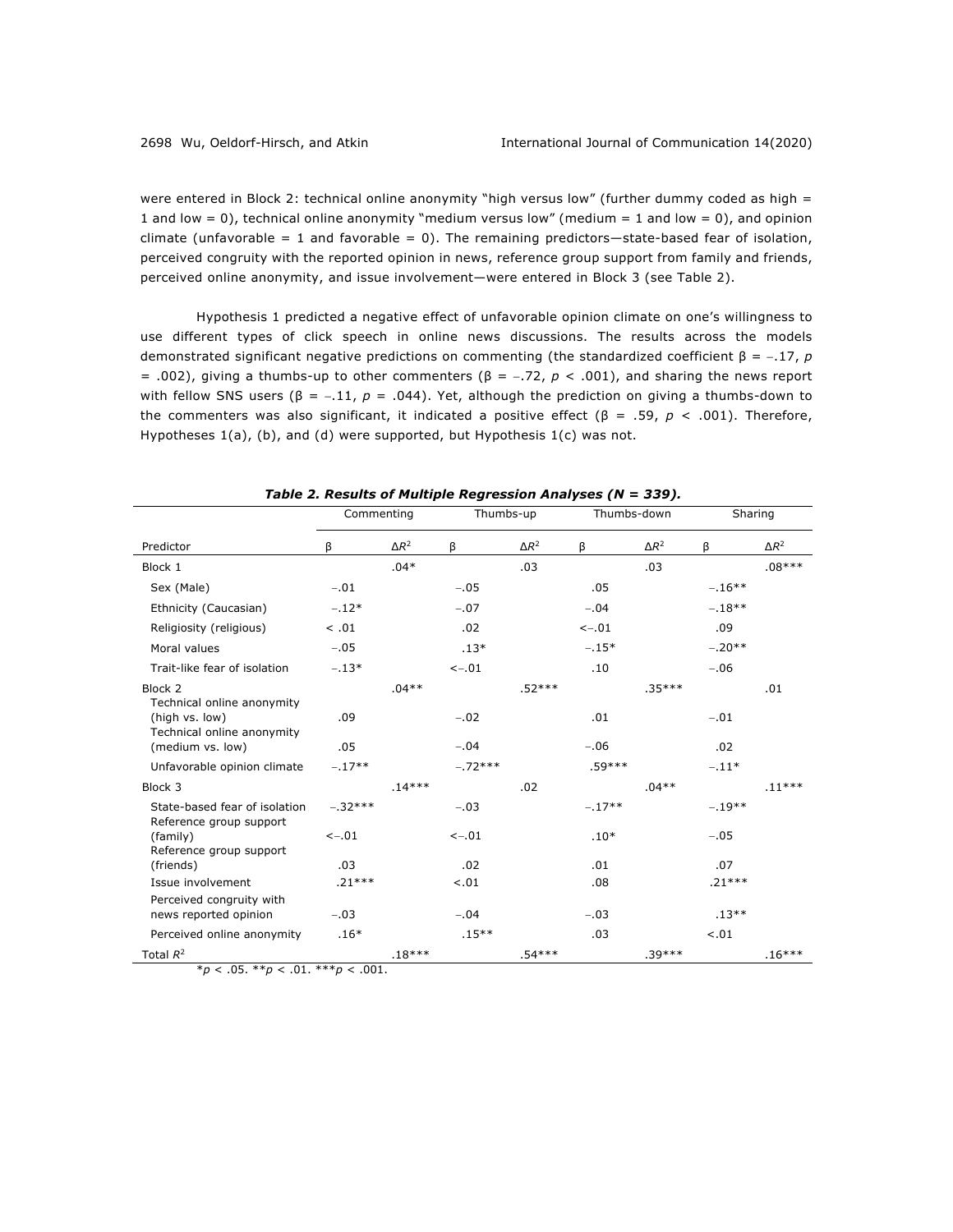were entered in Block 2: technical online anonymity "high versus low" (further dummy coded as high = 1 and low = 0), technical online anonymity "medium versus low" (medium = 1 and low = 0), and opinion climate (unfavorable = 1 and favorable = 0). The remaining predictors—state-based fear of isolation, perceived congruity with the reported opinion in news, reference group support from family and friends, perceived online anonymity, and issue involvement—were entered in Block 3 (see Table 2).

Hypothesis 1 predicted a negative effect of unfavorable opinion climate on one's willingness to use different types of click speech in online news discussions. The results across the models demonstrated significant negative predictions on commenting (the standardized coefficient $\beta = -.17$, $p = .002$), giving a thumbs-up to other commenters ($\beta = -.72$, $p < .001$), and sharing the news report with fellow SNS users ($\beta = -.11$, $p = .044$). Yet, although the prediction on giving a thumbs-down to the commenters was also significant, it indicated a positive effect ($\beta = .59$, $p < .001$). Therefore, Hypotheses 1(a), (b), and (d) were supported, but Hypothesis 1(c) was not.

***Table 2. Results of Multiple Regression Analyses (N = 339).***

| | Commenting | | Thumbs-up | | Thumbs-down | | Sharing | |
|---|---|---|---|---|---|---|---|---|
| Predictor | β | $\Delta R^2$ | β | $\Delta R^2$ | β | $\Delta R^2$ | β | $\Delta R^2$ |
| Block 1 | | .04* | | .03 | | .03 | | .08*** |
| Sex (Male) | −.01 | | −.05 | | .05 | | −.16** | |
| Ethnicity (Caucasian) | −.12* | | −.07 | | −.04 | | −.18** | |
| Religiosity (religious) | < .01 | | .02 | | <−.01 | | .09 | |
| Moral values | −.05 | | .13* | | −.15* | | −.20** | |
| Trait-like fear of isolation | −.13* | | <−.01 | | .10 | | −.06 | |
| Block 2 | | .04** | | .52*** | | .35*** | | .01 |
| Technical online anonymity (high vs. low) | .09 | | −.02 | | .01 | | −.01 | |
| Technical online anonymity (medium vs. low) | .05 | | −.04 | | −.06 | | .02 | |
| Unfavorable opinion climate | −.17** | | −.72*** | | .59*** | | −.11* | |
| Block 3 | | .14*** | | .02 | | .04** | | .11*** |
| State-based fear of isolation | −.32*** | | −.03 | | −.17** | | −.19** | |
| Reference group support (family) | <−.01 | | <−.01 | | .10* | | −.05 | |
| Reference group support (friends) | .03 | | .02 | | .01 | | .07 | |
| Issue involvement | .21*** | | <.01 | | .08 | | .21*** | |
| Perceived congruity with news reported opinion | −.03 | | −.04 | | −.03 | | .13** | |
| Perceived online anonymity | .16* | | .15** | | .03 | | <.01 | |
| Total $R^2$ | | .18*** | | .54*** | | .39*** | | .16*** |

*$p < .05$. **$p < .01$. ***$p < .001$.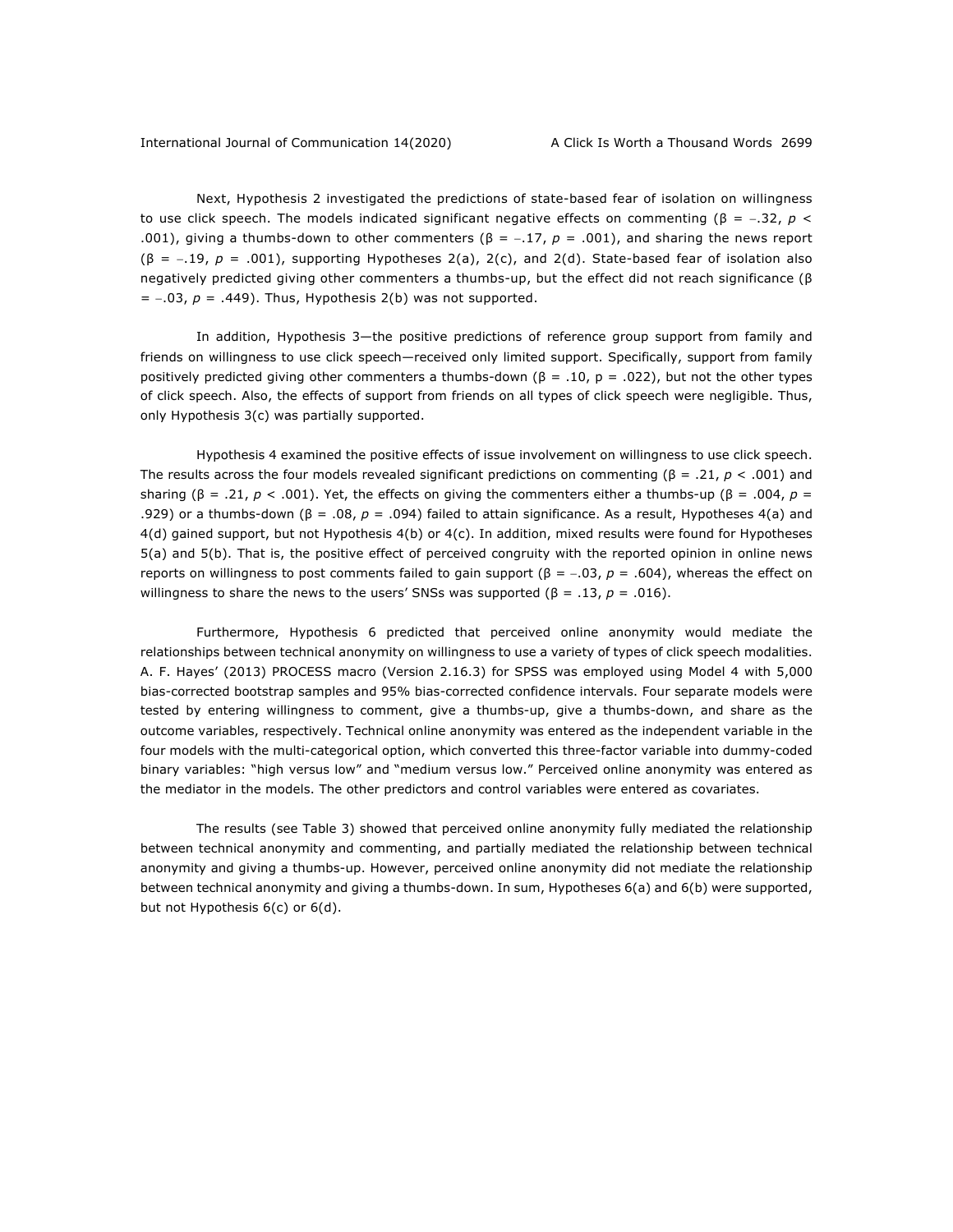Next, Hypothesis 2 investigated the predictions of state-based fear of isolation on willingness to use click speech. The models indicated significant negative effects on commenting ($\beta = -.32$, $p < .001$), giving a thumbs-down to other commenters ($\beta = -.17$, $p = .001$), and sharing the news report ($\beta = -.19$, $p = .001$), supporting Hypotheses 2(a), 2(c), and 2(d). State-based fear of isolation also negatively predicted giving other commenters a thumbs-up, but the effect did not reach significance ($\beta = -.03$, $p = .449$). Thus, Hypothesis 2(b) was not supported.

In addition, Hypothesis 3—the positive predictions of reference group support from family and friends on willingness to use click speech—received only limited support. Specifically, support from family positively predicted giving other commenters a thumbs-down ($\beta = .10$, p = .022), but not the other types of click speech. Also, the effects of support from friends on all types of click speech were negligible. Thus, only Hypothesis 3(c) was partially supported.

Hypothesis 4 examined the positive effects of issue involvement on willingness to use click speech. The results across the four models revealed significant predictions on commenting ($\beta = .21$, $p < .001$) and sharing ($\beta = .21$, $p < .001$). Yet, the effects on giving the commenters either a thumbs-up ($\beta = .004$, $p = .929$) or a thumbs-down ($\beta = .08$, $p = .094$) failed to attain significance. As a result, Hypotheses 4(a) and 4(d) gained support, but not Hypothesis 4(b) or 4(c). In addition, mixed results were found for Hypotheses 5(a) and 5(b). That is, the positive effect of perceived congruity with the reported opinion in online news reports on willingness to post comments failed to gain support ($\beta = -.03$, $p = .604$), whereas the effect on willingness to share the news to the users' SNSs was supported ($\beta = .13$, $p = .016$).

Furthermore, Hypothesis 6 predicted that perceived online anonymity would mediate the relationships between technical anonymity on willingness to use a variety of types of click speech modalities. A. F. Hayes' (2013) PROCESS macro (Version 2.16.3) for SPSS was employed using Model 4 with 5,000 bias-corrected bootstrap samples and 95% bias-corrected confidence intervals. Four separate models were tested by entering willingness to comment, give a thumbs-up, give a thumbs-down, and share as the outcome variables, respectively. Technical online anonymity was entered as the independent variable in the four models with the multi-categorical option, which converted this three-factor variable into dummy-coded binary variables: "high versus low" and "medium versus low." Perceived online anonymity was entered as the mediator in the models. The other predictors and control variables were entered as covariates.

The results (see Table 3) showed that perceived online anonymity fully mediated the relationship between technical anonymity and commenting, and partially mediated the relationship between technical anonymity and giving a thumbs-up. However, perceived online anonymity did not mediate the relationship between technical anonymity and giving a thumbs-down. In sum, Hypotheses 6(a) and 6(b) were supported, but not Hypothesis 6(c) or 6(d).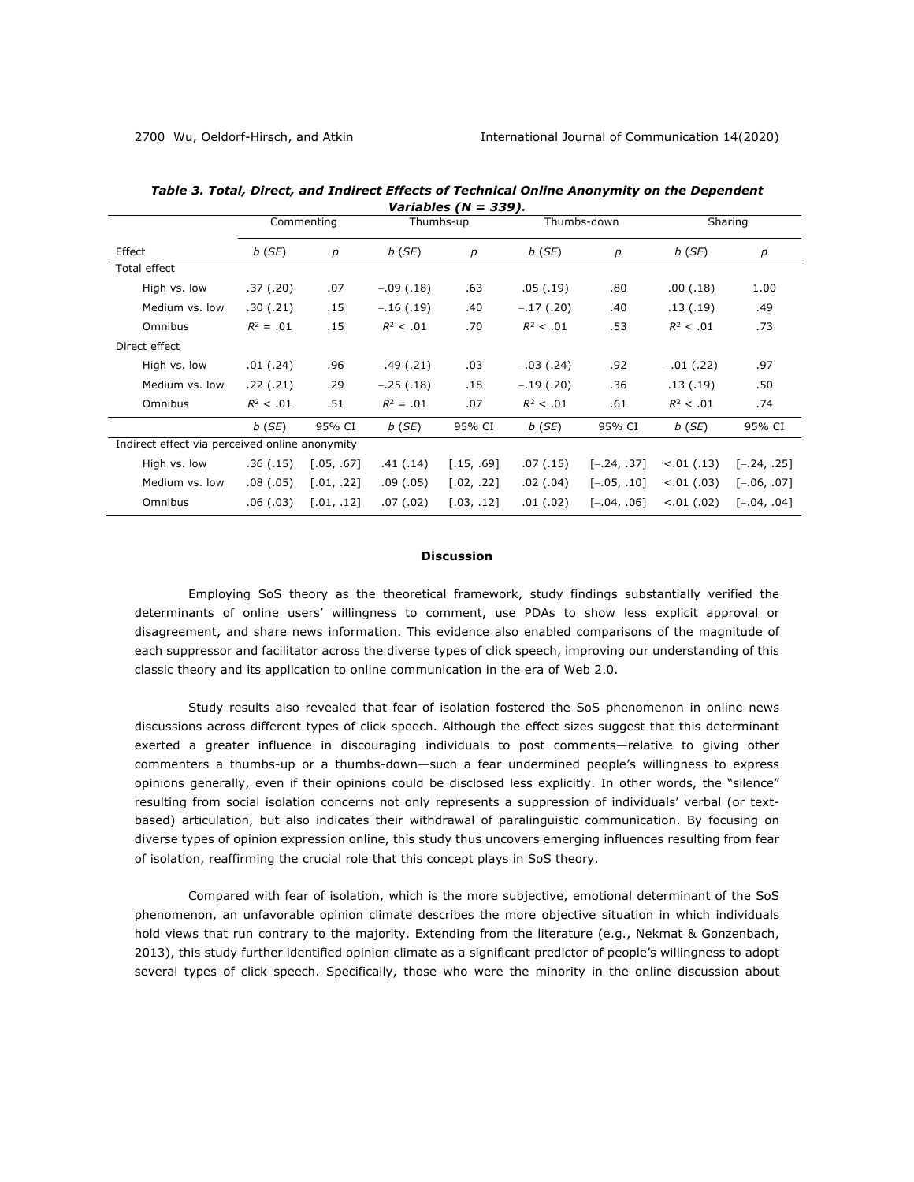***Table 3. Total, Direct, and Indirect Effects of Technical Online Anonymity on the Dependent Variables ($N = 339$).***

| | Commenting | | Thumbs-up | | Thumbs-down | | Sharing | |
|---|---|---|---|---|---|---|---|---|
| Effect | *b* (*SE*) | *p* | *b* (*SE*) | *p* | *b* (*SE*) | *p* | *b* (*SE*) | *p* |
| Total effect | | | | | | | | |
| High vs. low | .37 (.20) | .07 | −.09 (.18) | .63 | .05 (.19) | .80 | .00 (.18) | 1.00 |
| Medium vs. low | .30 (.21) | .15 | −.16 (.19) | .40 | −.17 (.20) | .40 | .13 (.19) | .49 |
| Omnibus | $R^2$ = .01 | .15 | $R^2$ < .01 | .70 | $R^2$ < .01 | .53 | $R^2$ < .01 | .73 |
| Direct effect | | | | | | | | |
| High vs. low | .01 (.24) | .96 | −.49 (.21) | .03 | −.03 (.24) | .92 | −.01 (.22) | .97 |
| Medium vs. low | .22 (.21) | .29 | −.25 (.18) | .18 | −.19 (.20) | .36 | .13 (.19) | .50 |
| Omnibus | $R^2$ < .01 | .51 | $R^2$ = .01 | .07 | $R^2$ < .01 | .61 | $R^2$ < .01 | .74 |
| | *b* (*SE*) | 95% CI | *b* (*SE*) | 95% CI | *b* (*SE*) | 95% CI | *b* (*SE*) | 95% CI |
| Indirect effect via perceived online anonymity | | | | | | | | |
| High vs. low | .36 (.15) | [.05, .67] | .41 (.14) | [.15, .69] | .07 (.15) | [−.24, .37] | <.01 (.13) | [−.24, .25] |
| Medium vs. low | .08 (.05) | [.01, .22] | .09 (.05) | [.02, .22] | .02 (.04) | [−.05, .10] | <.01 (.03) | [−.06, .07] |
| Omnibus | .06 (.03) | [.01, .12] | .07 (.02) | [.03, .12] | .01 (.02) | [−.04, .06] | <.01 (.02) | [−.04, .04] |

## Discussion

Employing SoS theory as the theoretical framework, study findings substantially verified the determinants of online users' willingness to comment, use PDAs to show less explicit approval or disagreement, and share news information. This evidence also enabled comparisons of the magnitude of each suppressor and facilitator across the diverse types of click speech, improving our understanding of this classic theory and its application to online communication in the era of Web 2.0.

Study results also revealed that fear of isolation fostered the SoS phenomenon in online news discussions across different types of click speech. Although the effect sizes suggest that this determinant exerted a greater influence in discouraging individuals to post comments—relative to giving other commenters a thumbs-up or a thumbs-down—such a fear undermined people's willingness to express opinions generally, even if their opinions could be disclosed less explicitly. In other words, the "silence" resulting from social isolation concerns not only represents a suppression of individuals' verbal (or text-based) articulation, but also indicates their withdrawal of paralinguistic communication. By focusing on diverse types of opinion expression online, this study thus uncovers emerging influences resulting from fear of isolation, reaffirming the crucial role that this concept plays in SoS theory.

Compared with fear of isolation, which is the more subjective, emotional determinant of the SoS phenomenon, an unfavorable opinion climate describes the more objective situation in which individuals hold views that run contrary to the majority. Extending from the literature (e.g., Nekmat & Gonzenbach, 2013), this study further identified opinion climate as a significant predictor of people's willingness to adopt several types of click speech. Specifically, those who were the minority in the online discussion about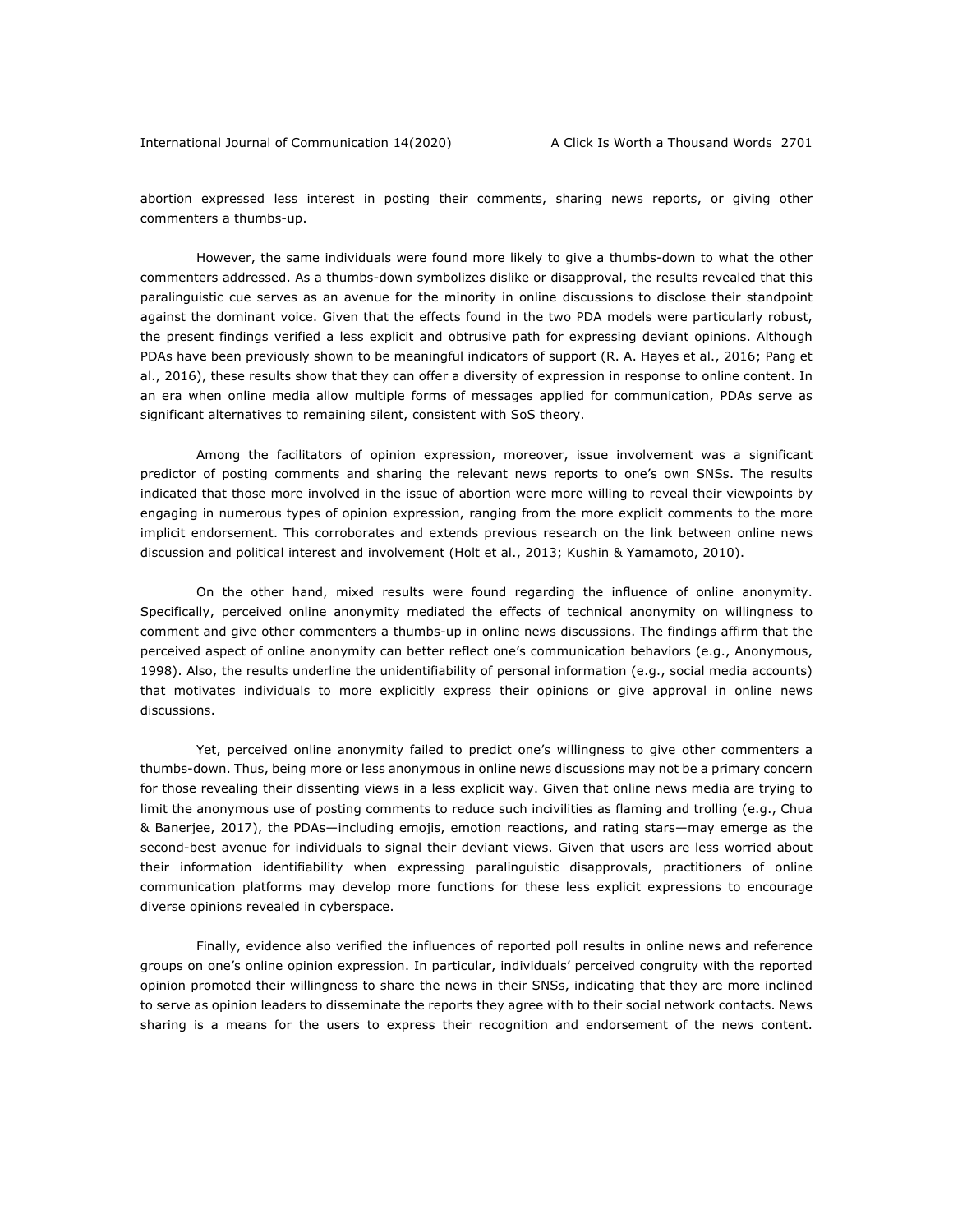abortion expressed less interest in posting their comments, sharing news reports, or giving other commenters a thumbs-up.

However, the same individuals were found more likely to give a thumbs-down to what the other commenters addressed. As a thumbs-down symbolizes dislike or disapproval, the results revealed that this paralinguistic cue serves as an avenue for the minority in online discussions to disclose their standpoint against the dominant voice. Given that the effects found in the two PDA models were particularly robust, the present findings verified a less explicit and obtrusive path for expressing deviant opinions. Although PDAs have been previously shown to be meaningful indicators of support (R. A. Hayes et al., 2016; Pang et al., 2016), these results show that they can offer a diversity of expression in response to online content. In an era when online media allow multiple forms of messages applied for communication, PDAs serve as significant alternatives to remaining silent, consistent with SoS theory.

Among the facilitators of opinion expression, moreover, issue involvement was a significant predictor of posting comments and sharing the relevant news reports to one's own SNSs. The results indicated that those more involved in the issue of abortion were more willing to reveal their viewpoints by engaging in numerous types of opinion expression, ranging from the more explicit comments to the more implicit endorsement. This corroborates and extends previous research on the link between online news discussion and political interest and involvement (Holt et al., 2013; Kushin & Yamamoto, 2010).

On the other hand, mixed results were found regarding the influence of online anonymity. Specifically, perceived online anonymity mediated the effects of technical anonymity on willingness to comment and give other commenters a thumbs-up in online news discussions. The findings affirm that the perceived aspect of online anonymity can better reflect one's communication behaviors (e.g., Anonymous, 1998). Also, the results underline the unidentifiability of personal information (e.g., social media accounts) that motivates individuals to more explicitly express their opinions or give approval in online news discussions.

Yet, perceived online anonymity failed to predict one's willingness to give other commenters a thumbs-down. Thus, being more or less anonymous in online news discussions may not be a primary concern for those revealing their dissenting views in a less explicit way. Given that online news media are trying to limit the anonymous use of posting comments to reduce such incivilities as flaming and trolling (e.g., Chua & Banerjee, 2017), the PDAs—including emojis, emotion reactions, and rating stars—may emerge as the second-best avenue for individuals to signal their deviant views. Given that users are less worried about their information identifiability when expressing paralinguistic disapprovals, practitioners of online communication platforms may develop more functions for these less explicit expressions to encourage diverse opinions revealed in cyberspace.

Finally, evidence also verified the influences of reported poll results in online news and reference groups on one's online opinion expression. In particular, individuals' perceived congruity with the reported opinion promoted their willingness to share the news in their SNSs, indicating that they are more inclined to serve as opinion leaders to disseminate the reports they agree with to their social network contacts. News sharing is a means for the users to express their recognition and endorsement of the news content.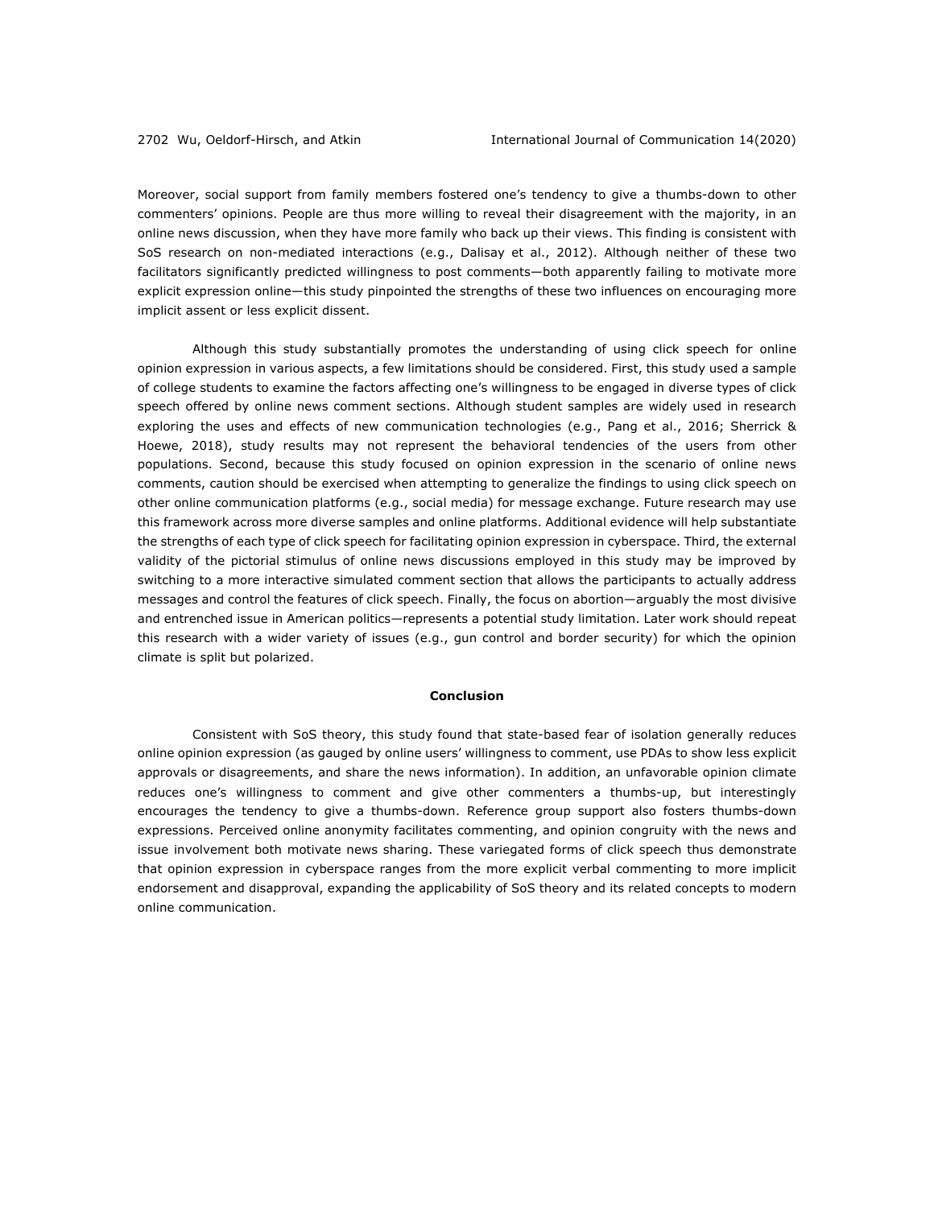Moreover, social support from family members fostered one's tendency to give a thumbs-down to other commenters' opinions. People are thus more willing to reveal their disagreement with the majority, in an online news discussion, when they have more family who back up their views. This finding is consistent with SoS research on non-mediated interactions (e.g., Dalisay et al., 2012). Although neither of these two facilitators significantly predicted willingness to post comments—both apparently failing to motivate more explicit expression online—this study pinpointed the strengths of these two influences on encouraging more implicit assent or less explicit dissent.

Although this study substantially promotes the understanding of using click speech for online opinion expression in various aspects, a few limitations should be considered. First, this study used a sample of college students to examine the factors affecting one's willingness to be engaged in diverse types of click speech offered by online news comment sections. Although student samples are widely used in research exploring the uses and effects of new communication technologies (e.g., Pang et al., 2016; Sherrick & Hoewe, 2018), study results may not represent the behavioral tendencies of the users from other populations. Second, because this study focused on opinion expression in the scenario of online news comments, caution should be exercised when attempting to generalize the findings to using click speech on other online communication platforms (e.g., social media) for message exchange. Future research may use this framework across more diverse samples and online platforms. Additional evidence will help substantiate the strengths of each type of click speech for facilitating opinion expression in cyberspace. Third, the external validity of the pictorial stimulus of online news discussions employed in this study may be improved by switching to a more interactive simulated comment section that allows the participants to actually address messages and control the features of click speech. Finally, the focus on abortion—arguably the most divisive and entrenched issue in American politics—represents a potential study limitation. Later work should repeat this research with a wider variety of issues (e.g., gun control and border security) for which the opinion climate is split but polarized.

## Conclusion

Consistent with SoS theory, this study found that state-based fear of isolation generally reduces online opinion expression (as gauged by online users' willingness to comment, use PDAs to show less explicit approvals or disagreements, and share the news information). In addition, an unfavorable opinion climate reduces one's willingness to comment and give other commenters a thumbs-up, but interestingly encourages the tendency to give a thumbs-down. Reference group support also fosters thumbs-down expressions. Perceived online anonymity facilitates commenting, and opinion congruity with the news and issue involvement both motivate news sharing. These variegated forms of click speech thus demonstrate that opinion expression in cyberspace ranges from the more explicit verbal commenting to more implicit endorsement and disapproval, expanding the applicability of SoS theory and its related concepts to modern online communication.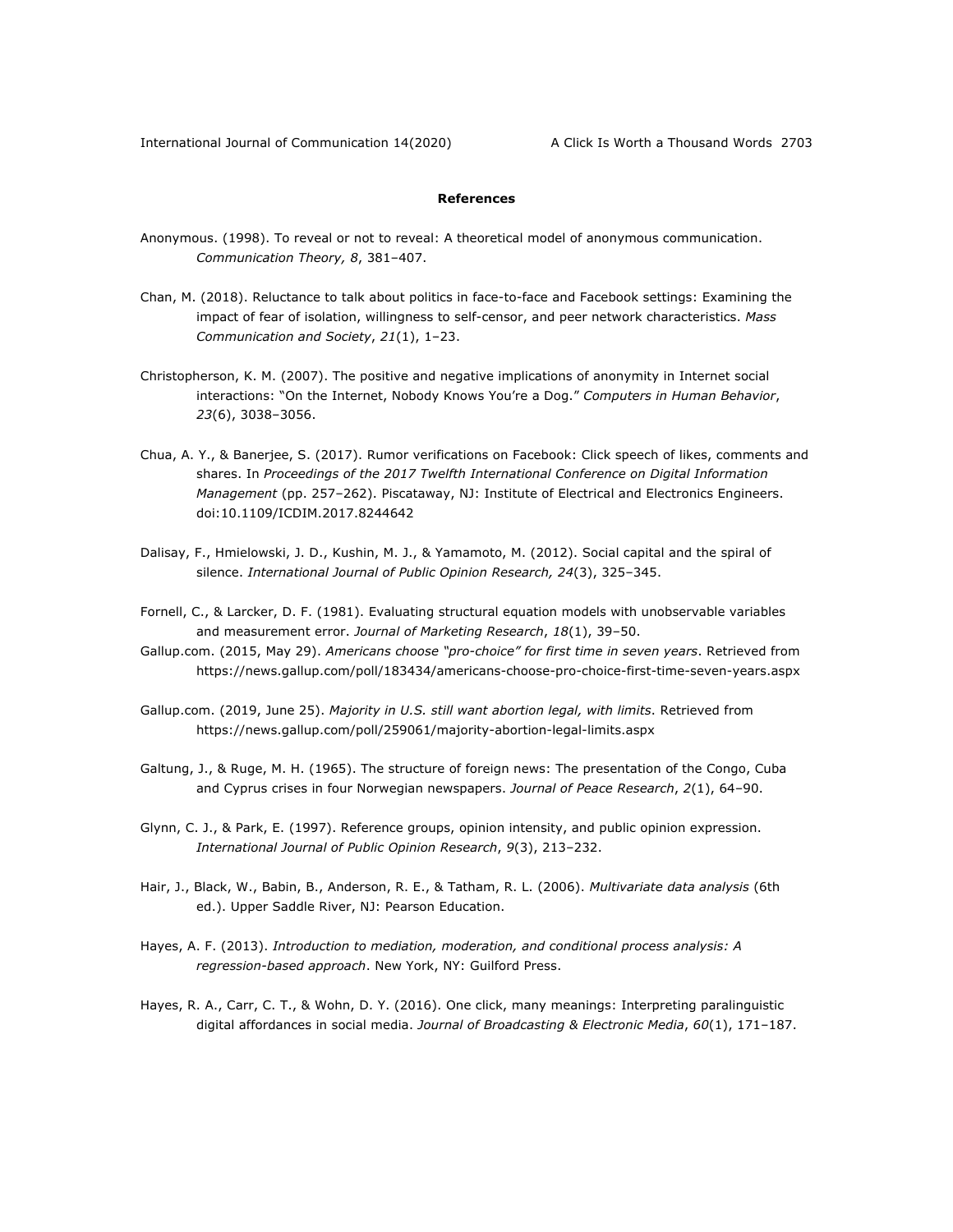**References**

Anonymous. (1998). To reveal or not to reveal: A theoretical model of anonymous communication. *Communication Theory, 8*, 381–407.

Chan, M. (2018). Reluctance to talk about politics in face-to-face and Facebook settings: Examining the impact of fear of isolation, willingness to self-censor, and peer network characteristics. *Mass Communication and Society*, *21*(1), 1–23.

Christopherson, K. M. (2007). The positive and negative implications of anonymity in Internet social interactions: "On the Internet, Nobody Knows You're a Dog." *Computers in Human Behavior*, *23*(6), 3038–3056.

Chua, A. Y., & Banerjee, S. (2017). Rumor verifications on Facebook: Click speech of likes, comments and shares. In *Proceedings of the 2017 Twelfth International Conference on Digital Information Management* (pp. 257–262). Piscataway, NJ: Institute of Electrical and Electronics Engineers. doi:10.1109/ICDIM.2017.8244642

Dalisay, F., Hmielowski, J. D., Kushin, M. J., & Yamamoto, M. (2012). Social capital and the spiral of silence. *International Journal of Public Opinion Research, 24*(3), 325–345.

Fornell, C., & Larcker, D. F. (1981). Evaluating structural equation models with unobservable variables and measurement error. *Journal of Marketing Research*, *18*(1), 39–50.

Gallup.com. (2015, May 29). *Americans choose "pro-choice" for first time in seven years*. Retrieved from https://news.gallup.com/poll/183434/americans-choose-pro-choice-first-time-seven-years.aspx

Gallup.com. (2019, June 25). *Majority in U.S. still want abortion legal, with limits*. Retrieved from https://news.gallup.com/poll/259061/majority-abortion-legal-limits.aspx

Galtung, J., & Ruge, M. H. (1965). The structure of foreign news: The presentation of the Congo, Cuba and Cyprus crises in four Norwegian newspapers. *Journal of Peace Research*, *2*(1), 64–90.

Glynn, C. J., & Park, E. (1997). Reference groups, opinion intensity, and public opinion expression. *International Journal of Public Opinion Research*, *9*(3), 213–232.

Hair, J., Black, W., Babin, B., Anderson, R. E., & Tatham, R. L. (2006). *Multivariate data analysis* (6th ed.). Upper Saddle River, NJ: Pearson Education.

Hayes, A. F. (2013). *Introduction to mediation, moderation, and conditional process analysis: A regression-based approach*. New York, NY: Guilford Press.

Hayes, R. A., Carr, C. T., & Wohn, D. Y. (2016). One click, many meanings: Interpreting paralinguistic digital affordances in social media. *Journal of Broadcasting & Electronic Media*, *60*(1), 171–187.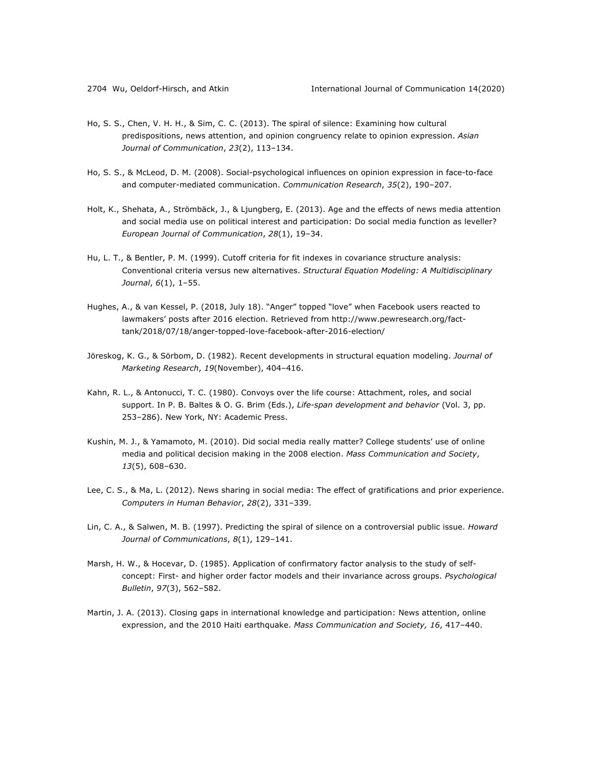Ho, S. S., Chen, V. H. H., & Sim, C. C. (2013). The spiral of silence: Examining how cultural predispositions, news attention, and opinion congruency relate to opinion expression. *Asian Journal of Communication*, *23*(2), 113–134.

Ho, S. S., & McLeod, D. M. (2008). Social-psychological influences on opinion expression in face-to-face and computer-mediated communication. *Communication Research*, *35*(2), 190–207.

Holt, K., Shehata, A., Strömbäck, J., & Ljungberg, E. (2013). Age and the effects of news media attention and social media use on political interest and participation: Do social media function as leveller? *European Journal of Communication*, *28*(1), 19–34.

Hu, L. T., & Bentler, P. M. (1999). Cutoff criteria for fit indexes in covariance structure analysis: Conventional criteria versus new alternatives. *Structural Equation Modeling: A Multidisciplinary Journal*, *6*(1), 1–55.

Hughes, A., & van Kessel, P. (2018, July 18). "Anger" topped "love" when Facebook users reacted to lawmakers' posts after 2016 election. Retrieved from http://www.pewresearch.org/fact-tank/2018/07/18/anger-topped-love-facebook-after-2016-election/

Jöreskog, K. G., & Sörbom, D. (1982). Recent developments in structural equation modeling. *Journal of Marketing Research*, *19*(November), 404–416.

Kahn, R. L., & Antonucci, T. C. (1980). Convoys over the life course: Attachment, roles, and social support. In P. B. Baltes & O. G. Brim (Eds.), *Life-span development and behavior* (Vol. 3, pp. 253–286). New York, NY: Academic Press.

Kushin, M. J., & Yamamoto, M. (2010). Did social media really matter? College students' use of online media and political decision making in the 2008 election. *Mass Communication and Society*, *13*(5), 608–630.

Lee, C. S., & Ma, L. (2012). News sharing in social media: The effect of gratifications and prior experience. *Computers in Human Behavior*, *28*(2), 331–339.

Lin, C. A., & Salwen, M. B. (1997). Predicting the spiral of silence on a controversial public issue. *Howard Journal of Communications*, *8*(1), 129–141.

Marsh, H. W., & Hocevar, D. (1985). Application of confirmatory factor analysis to the study of self-concept: First- and higher order factor models and their invariance across groups. *Psychological Bulletin*, *97*(3), 562–582.

Martin, J. A. (2013). Closing gaps in international knowledge and participation: News attention, online expression, and the 2010 Haiti earthquake. *Mass Communication and Society, 16*, 417–440.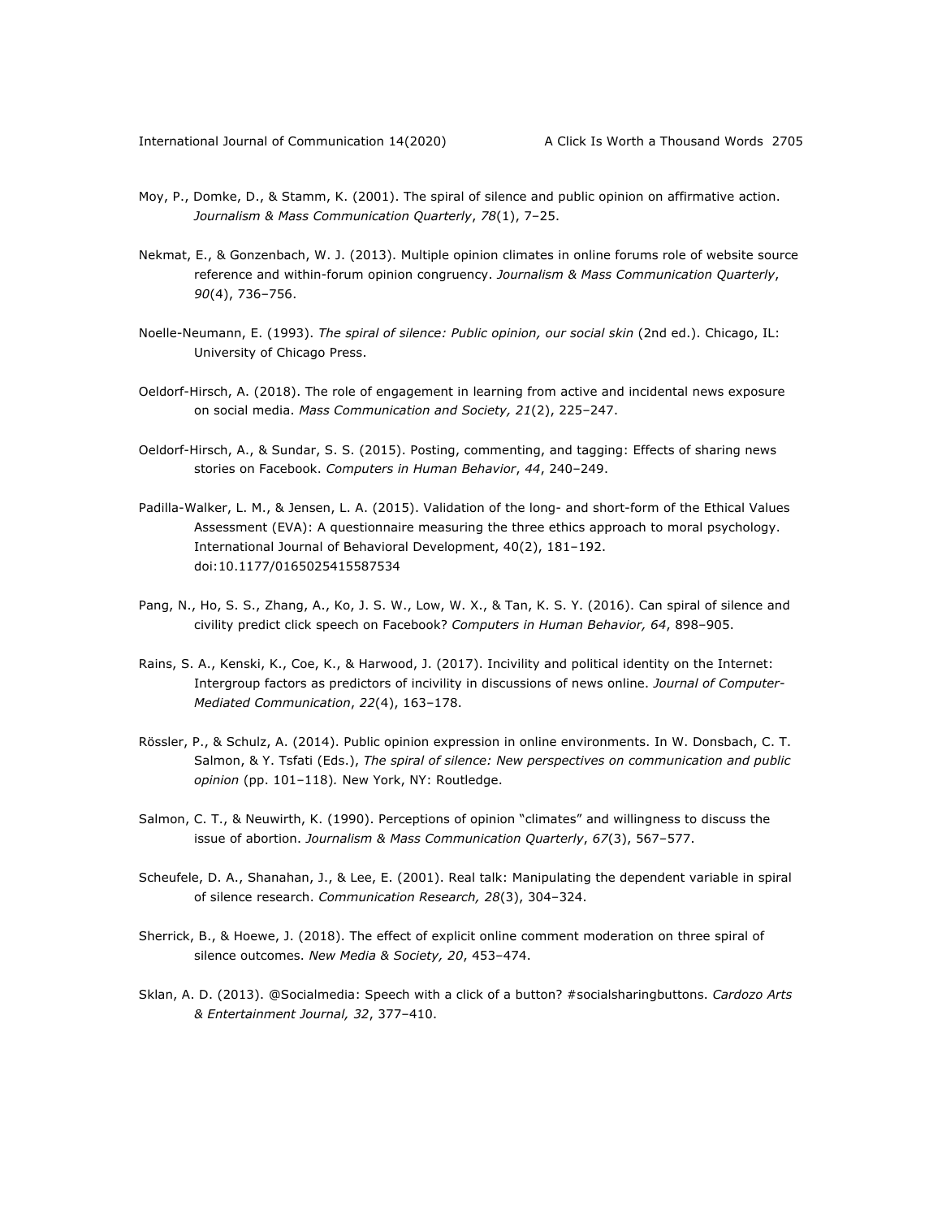Moy, P., Domke, D., & Stamm, K. (2001). The spiral of silence and public opinion on affirmative action. *Journalism & Mass Communication Quarterly*, *78*(1), 7–25.

Nekmat, E., & Gonzenbach, W. J. (2013). Multiple opinion climates in online forums role of website source reference and within-forum opinion congruency. *Journalism & Mass Communication Quarterly*, *90*(4), 736–756.

Noelle-Neumann, E. (1993). *The spiral of silence: Public opinion, our social skin* (2nd ed.). Chicago, IL: University of Chicago Press.

Oeldorf-Hirsch, A. (2018). The role of engagement in learning from active and incidental news exposure on social media. *Mass Communication and Society, 21*(2), 225–247.

Oeldorf-Hirsch, A., & Sundar, S. S. (2015). Posting, commenting, and tagging: Effects of sharing news stories on Facebook. *Computers in Human Behavior*, *44*, 240–249.

Padilla-Walker, L. M., & Jensen, L. A. (2015). Validation of the long- and short-form of the Ethical Values Assessment (EVA): A questionnaire measuring the three ethics approach to moral psychology. International Journal of Behavioral Development, 40(2), 181–192. doi:10.1177/0165025415587534

Pang, N., Ho, S. S., Zhang, A., Ko, J. S. W., Low, W. X., & Tan, K. S. Y. (2016). Can spiral of silence and civility predict click speech on Facebook? *Computers in Human Behavior, 64*, 898–905.

Rains, S. A., Kenski, K., Coe, K., & Harwood, J. (2017). Incivility and political identity on the Internet: Intergroup factors as predictors of incivility in discussions of news online. *Journal of Computer-Mediated Communication*, *22*(4), 163–178.

Rössler, P., & Schulz, A. (2014). Public opinion expression in online environments. In W. Donsbach, C. T. Salmon, & Y. Tsfati (Eds.), *The spiral of silence: New perspectives on communication and public opinion* (pp. 101–118)*.* New York, NY: Routledge.

Salmon, C. T., & Neuwirth, K. (1990). Perceptions of opinion "climates" and willingness to discuss the issue of abortion. *Journalism & Mass Communication Quarterly*, *67*(3), 567–577.

Scheufele, D. A., Shanahan, J., & Lee, E. (2001). Real talk: Manipulating the dependent variable in spiral of silence research. *Communication Research, 28*(3), 304–324.

Sherrick, B., & Hoewe, J. (2018). The effect of explicit online comment moderation on three spiral of silence outcomes. *New Media & Society, 20*, 453–474.

Sklan, A. D. (2013). @Socialmedia: Speech with a click of a button? #socialsharingbuttons. *Cardozo Arts & Entertainment Journal, 32*, 377–410.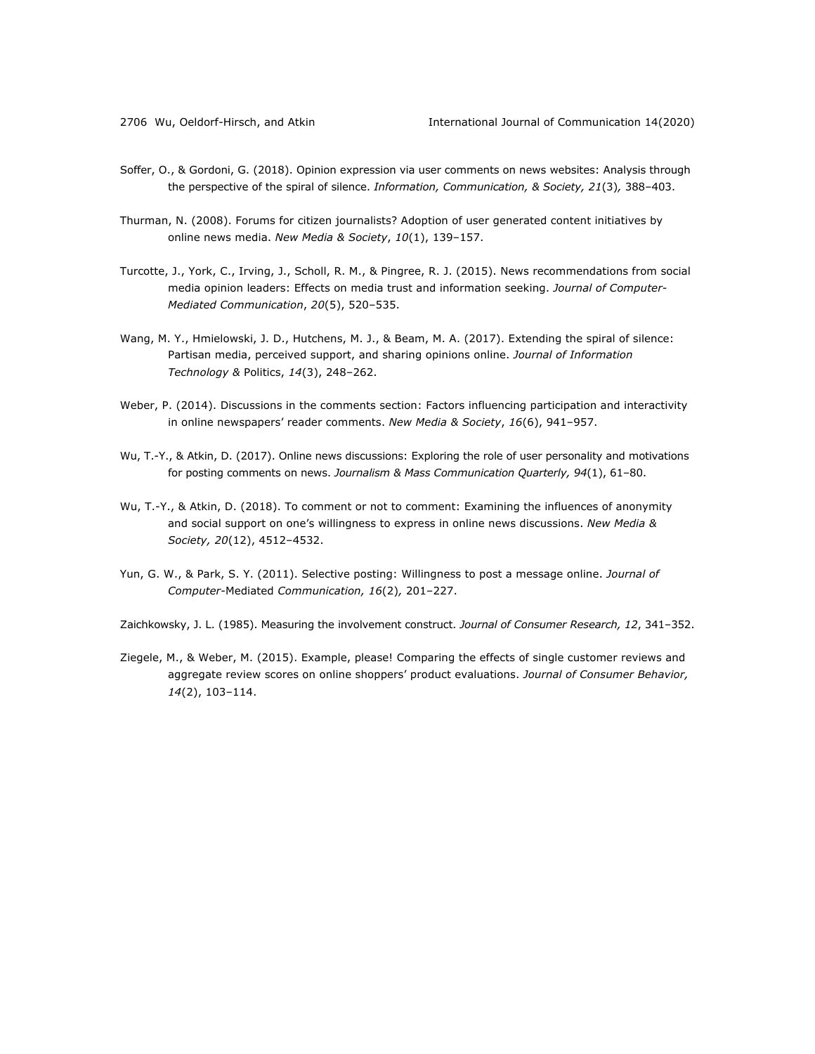Soffer, O., & Gordoni, G. (2018). Opinion expression via user comments on news websites: Analysis through the perspective of the spiral of silence. *Information, Communication, & Society, 21*(3), 388–403.

Thurman, N. (2008). Forums for citizen journalists? Adoption of user generated content initiatives by online news media. *New Media & Society*, *10*(1), 139–157.

Turcotte, J., York, C., Irving, J., Scholl, R. M., & Pingree, R. J. (2015). News recommendations from social media opinion leaders: Effects on media trust and information seeking. *Journal of Computer-Mediated Communication*, *20*(5), 520–535.

Wang, M. Y., Hmielowski, J. D., Hutchens, M. J., & Beam, M. A. (2017). Extending the spiral of silence: Partisan media, perceived support, and sharing opinions online. *Journal of Information Technology &* Politics, *14*(3), 248–262.

Weber, P. (2014). Discussions in the comments section: Factors influencing participation and interactivity in online newspapers' reader comments. *New Media & Society*, *16*(6), 941–957.

Wu, T.-Y., & Atkin, D. (2017). Online news discussions: Exploring the role of user personality and motivations for posting comments on news. *Journalism & Mass Communication Quarterly, 94*(1), 61–80.

Wu, T.-Y., & Atkin, D. (2018). To comment or not to comment: Examining the influences of anonymity and social support on one's willingness to express in online news discussions. *New Media & Society, 20*(12), 4512–4532.

Yun, G. W., & Park, S. Y. (2011). Selective posting: Willingness to post a message online. *Journal of Computer*-Mediated *Communication, 16*(2), 201–227.

Zaichkowsky, J. L. (1985). Measuring the involvement construct. *Journal of Consumer Research, 12*, 341–352.

Ziegele, M., & Weber, M. (2015). Example, please! Comparing the effects of single customer reviews and aggregate review scores on online shoppers' product evaluations. *Journal of Consumer Behavior, 14*(2), 103–114.